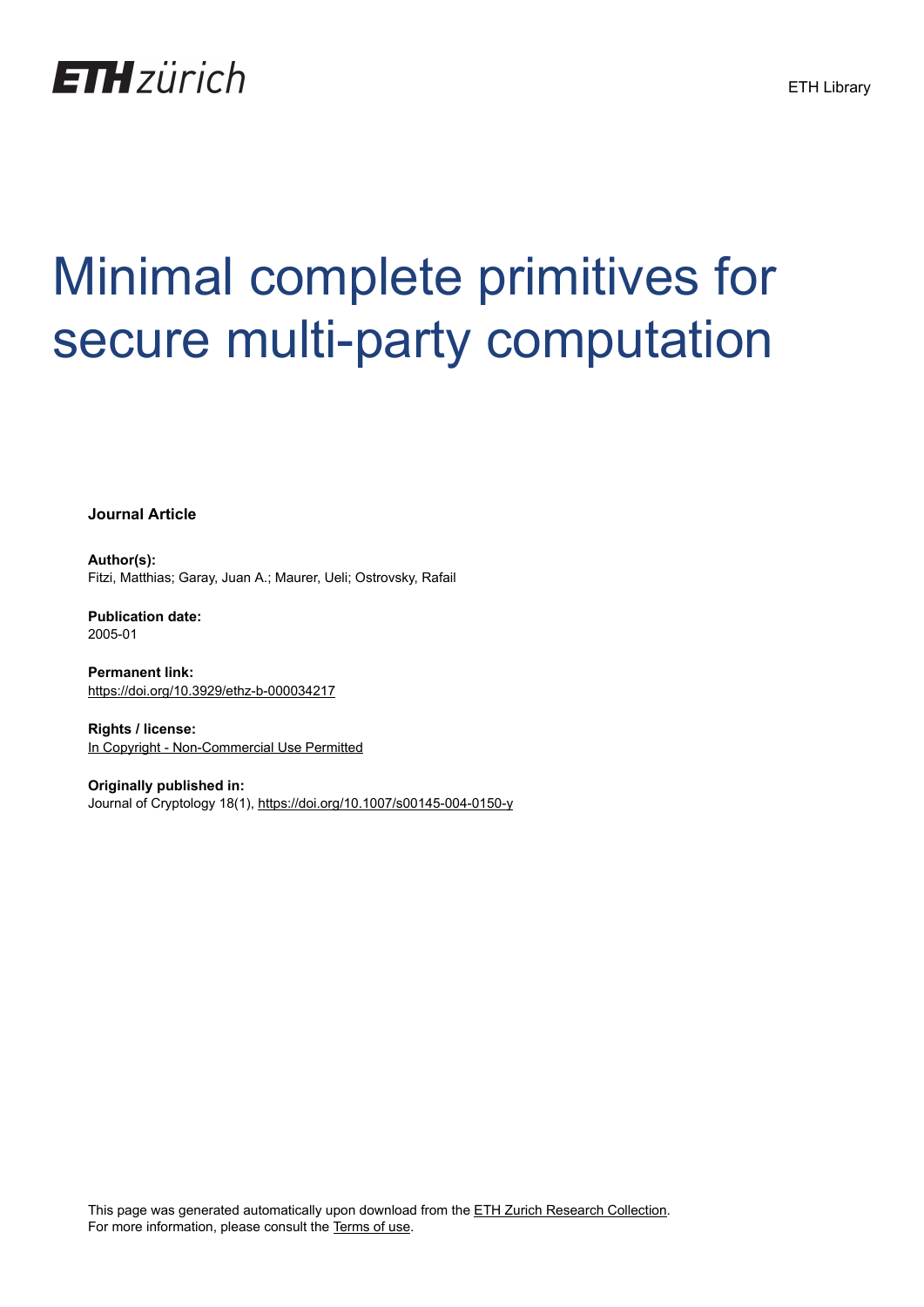ETH zürich

ETH Library

# Minimal complete primitives for secure multi-party computation

**Journal Article**

**Author(s):**
Fitzi, Matthias; Garay, Juan A.; Maurer, Ueli; Ostrovsky, Rafail

**Publication date:**
2005-01

**Permanent link:**
https://doi.org/10.3929/ethz-b-000034217

**Rights / license:**
In Copyright - Non-Commercial Use Permitted

**Originally published in:**
Journal of Cryptology 18(1), https://doi.org/10.1007/s00145-004-0150-y

This page was generated automatically upon download from the ETH Zurich Research Collection.
For more information, please consult the Terms of use.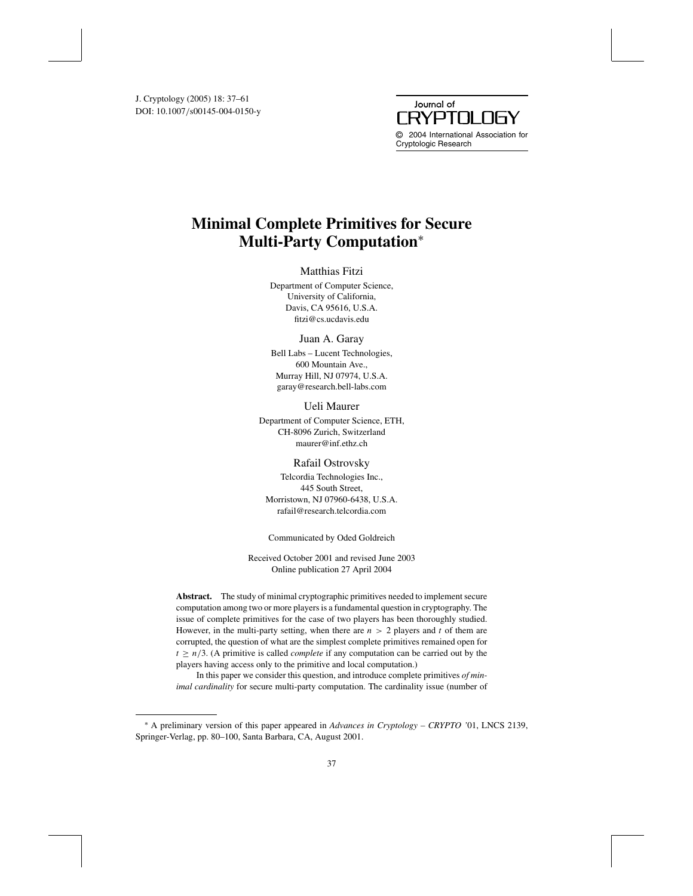# Minimal Complete Primitives for Secure Multi-Party Computation*

Matthias Fitzi

Department of Computer Science,
University of California,
Davis, CA 95616, U.S.A.
fitzi@cs.ucdavis.edu

Juan A. Garay

Bell Labs – Lucent Technologies,
600 Mountain Ave.,
Murray Hill, NJ 07974, U.S.A.
garay@research.bell-labs.com

Ueli Maurer

Department of Computer Science, ETH,
CH-8096 Zurich, Switzerland
maurer@inf.ethz.ch

Rafail Ostrovsky

Telcordia Technologies Inc.,
445 South Street,
Morristown, NJ 07960-6438, U.S.A.
rafail@research.telcordia.com

Communicated by Oded Goldreich

Received October 2001 and revised June 2003
Online publication 27 April 2004

**Abstract.** The study of minimal cryptographic primitives needed to implement secure computation among two or more players is a fundamental question in cryptography. The issue of complete primitives for the case of two players has been thoroughly studied. However, in the multi-party setting, when there are $n > 2$ players and $t$ of them are corrupted, the question of what are the simplest complete primitives remained open for $t \geq n/3$. (A primitive is called *complete* if any computation can be carried out by the players having access only to the primitive and local computation.)

In this paper we consider this question, and introduce complete primitives *of minimal cardinality* for secure multi-party computation. The cardinality issue (number of

* A preliminary version of this paper appeared in *Advances in Cryptology – CRYPTO '01*, LNCS 2139, Springer-Verlag, pp. 80–100, Santa Barbara, CA, August 2001.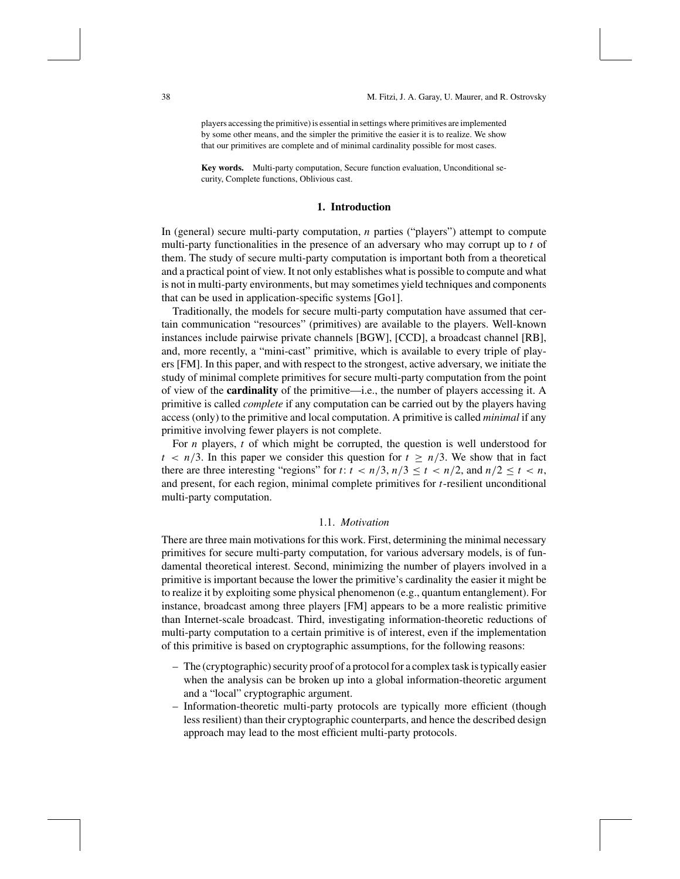players accessing the primitive) is essential in settings where primitives are implemented by some other means, and the simpler the primitive the easier it is to realize. We show that our primitives are complete and of minimal cardinality possible for most cases.

**Key words.** Multi-party computation, Secure function evaluation, Unconditional security, Complete functions, Oblivious cast.

## 1. Introduction

In (general) secure multi-party computation, $n$ parties ("players") attempt to compute multi-party functionalities in the presence of an adversary who may corrupt up to $t$ of them. The study of secure multi-party computation is important both from a theoretical and a practical point of view. It not only establishes what is possible to compute and what is not in multi-party environments, but may sometimes yield techniques and components that can be used in application-specific systems [Go1].

Traditionally, the models for secure multi-party computation have assumed that certain communication "resources" (primitives) are available to the players. Well-known instances include pairwise private channels [BGW], [CCD], a broadcast channel [RB], and, more recently, a "mini-cast" primitive, which is available to every triple of players [FM]. In this paper, and with respect to the strongest, active adversary, we initiate the study of minimal complete primitives for secure multi-party computation from the point of view of the **cardinality** of the primitive—i.e., the number of players accessing it. A primitive is called *complete* if any computation can be carried out by the players having access (only) to the primitive and local computation. A primitive is called *minimal* if any primitive involving fewer players is not complete.

For $n$ players, $t$ of which might be corrupted, the question is well understood for $t < n/3$. In this paper we consider this question for $t \geq n/3$. We show that in fact there are three interesting "regions" for $t$: $t < n/3$, $n/3 \leq t < n/2$, and $n/2 \leq t < n$, and present, for each region, minimal complete primitives for $t$-resilient unconditional multi-party computation.

### 1.1. *Motivation*

There are three main motivations for this work. First, determining the minimal necessary primitives for secure multi-party computation, for various adversary models, is of fundamental theoretical interest. Second, minimizing the number of players involved in a primitive is important because the lower the primitive's cardinality the easier it might be to realize it by exploiting some physical phenomenon (e.g., quantum entanglement). For instance, broadcast among three players [FM] appears to be a more realistic primitive than Internet-scale broadcast. Third, investigating information-theoretic reductions of multi-party computation to a certain primitive is of interest, even if the implementation of this primitive is based on cryptographic assumptions, for the following reasons:

- The (cryptographic) security proof of a protocol for a complex task is typically easier when the analysis can be broken up into a global information-theoretic argument and a "local" cryptographic argument.
- Information-theoretic multi-party protocols are typically more efficient (though less resilient) than their cryptographic counterparts, and hence the described design approach may lead to the most efficient multi-party protocols.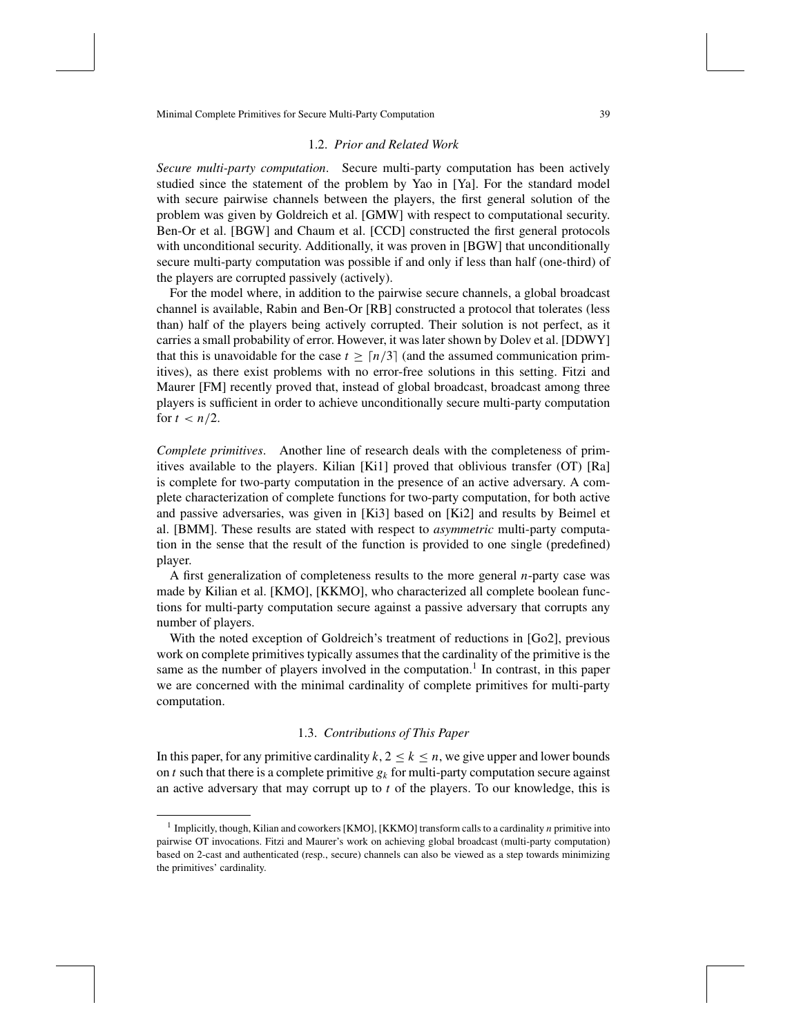### 1.2. *Prior and Related Work*

*Secure multi-party computation*. Secure multi-party computation has been actively studied since the statement of the problem by Yao in [Ya]. For the standard model with secure pairwise channels between the players, the first general solution of the problem was given by Goldreich et al. [GMW] with respect to computational security. Ben-Or et al. [BGW] and Chaum et al. [CCD] constructed the first general protocols with unconditional security. Additionally, it was proven in [BGW] that unconditionally secure multi-party computation was possible if and only if less than half (one-third) of the players are corrupted passively (actively).

For the model where, in addition to the pairwise secure channels, a global broadcast channel is available, Rabin and Ben-Or [RB] constructed a protocol that tolerates (less than) half of the players being actively corrupted. Their solution is not perfect, as it carries a small probability of error. However, it was later shown by Dolev et al. [DDWY] that this is unavoidable for the case $t \geq \lceil n/3 \rceil$ (and the assumed communication primitives), as there exist problems with no error-free solutions in this setting. Fitzi and Maurer [FM] recently proved that, instead of global broadcast, broadcast among three players is sufficient in order to achieve unconditionally secure multi-party computation for $t < n/2$.

*Complete primitives*. Another line of research deals with the completeness of primitives available to the players. Kilian [Ki1] proved that oblivious transfer (OT) [Ra] is complete for two-party computation in the presence of an active adversary. A complete characterization of complete functions for two-party computation, for both active and passive adversaries, was given in [Ki3] based on [Ki2] and results by Beimel et al. [BMM]. These results are stated with respect to *asymmetric* multi-party computation in the sense that the result of the function is provided to one single (predefined) player.

A first generalization of completeness results to the more general $n$-party case was made by Kilian et al. [KMO], [KKMO], who characterized all complete boolean functions for multi-party computation secure against a passive adversary that corrupts any number of players.

With the noted exception of Goldreich's treatment of reductions in [Go2], previous work on complete primitives typically assumes that the cardinality of the primitive is the same as the number of players involved in the computation.[1] In contrast, in this paper we are concerned with the minimal cardinality of complete primitives for multi-party computation.

### 1.3. *Contributions of This Paper*

In this paper, for any primitive cardinality $k$, $2 \leq k \leq n$, we give upper and lower bounds on $t$ such that there is a complete primitive $g_k$ for multi-party computation secure against an active adversary that may corrupt up to $t$ of the players. To our knowledge, this is

[1] Implicitly, though, Kilian and coworkers [KMO], [KKMO] transform calls to a cardinality $n$ primitive into pairwise OT invocations. Fitzi and Maurer's work on achieving global broadcast (multi-party computation) based on 2-cast and authenticated (resp., secure) channels can also be viewed as a step towards minimizing the primitives' cardinality.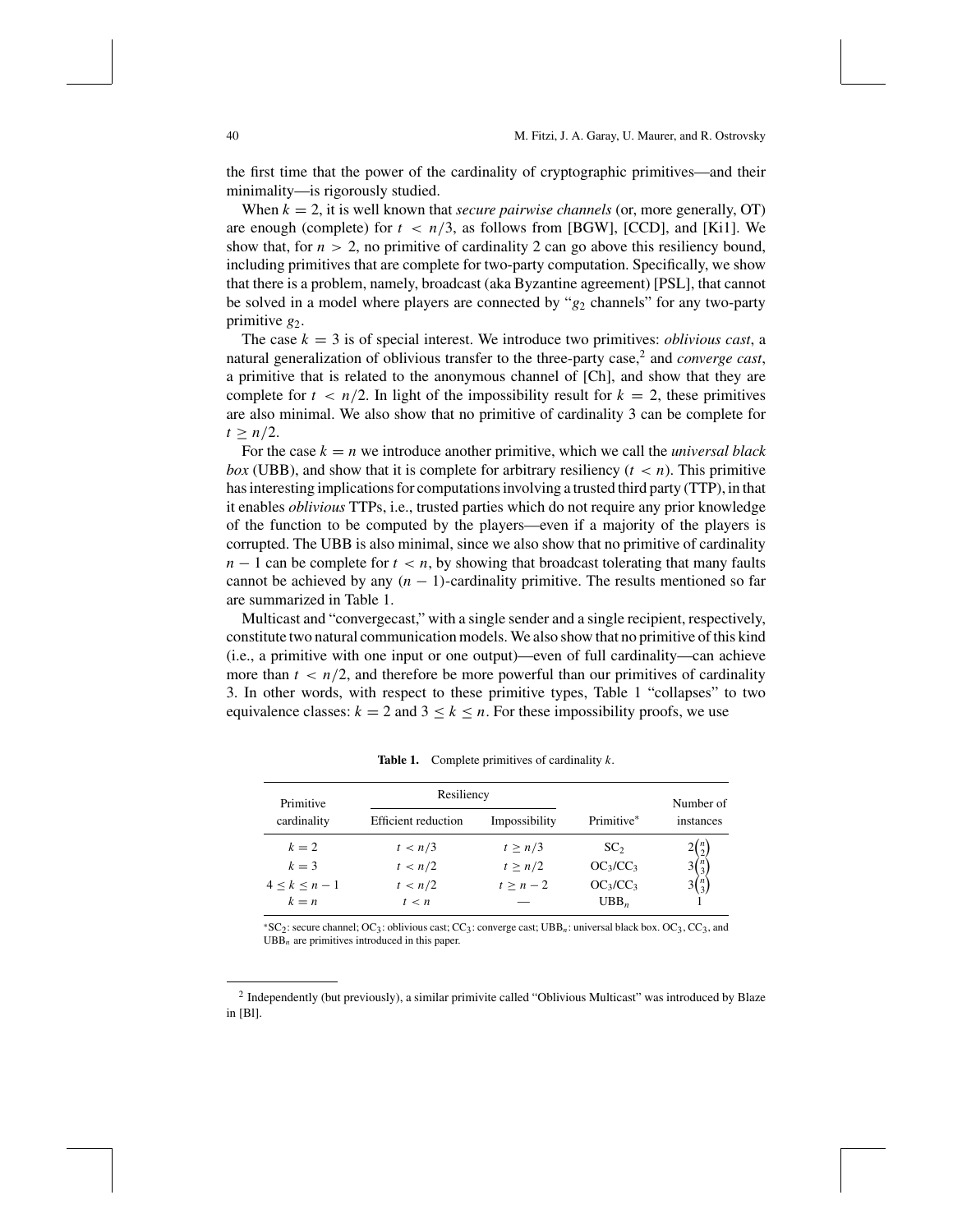the first time that the power of the cardinality of cryptographic primitives—and their minimality—is rigorously studied.

When $k = 2$, it is well known that *secure pairwise channels* (or, more generally, OT) are enough (complete) for $t < n/3$, as follows from [BGW], [CCD], and [Ki1]. We show that, for $n > 2$, no primitive of cardinality 2 can go above this resiliency bound, including primitives that are complete for two-party computation. Specifically, we show that there is a problem, namely, broadcast (aka Byzantine agreement) [PSL], that cannot be solved in a model where players are connected by "$g_2$ channels" for any two-party primitive $g_2$.

The case $k = 3$ is of special interest. We introduce two primitives: *oblivious cast*, a natural generalization of oblivious transfer to the three-party case,[2] and *converge cast*, a primitive that is related to the anonymous channel of [Ch], and show that they are complete for $t < n/2$. In light of the impossibility result for $k = 2$, these primitives are also minimal. We also show that no primitive of cardinality 3 can be complete for $t \geq n/2$.

For the case $k = n$ we introduce another primitive, which we call the *universal black box* (UBB), and show that it is complete for arbitrary resiliency ($t < n$). This primitive has interesting implications for computations involving a trusted third party (TTP), in that it enables *oblivious* TTPs, i.e., trusted parties which do not require any prior knowledge of the function to be computed by the players—even if a majority of the players is corrupted. The UBB is also minimal, since we also show that no primitive of cardinality $n - 1$ can be complete for $t < n$, by showing that broadcast tolerating that many faults cannot be achieved by any $(n - 1)$-cardinality primitive. The results mentioned so far are summarized in Table 1.

Multicast and "convergecast," with a single sender and a single recipient, respectively, constitute two natural communication models. We also show that no primitive of this kind (i.e., a primitive with one input or one output)—even of full cardinality—can achieve more than $t < n/2$, and therefore be more powerful than our primitives of cardinality 3. In other words, with respect to these primitive types, Table 1 "collapses" to two equivalence classes: $k = 2$ and $3 \leq k \leq n$. For these impossibility proofs, we use

**Table 1.** Complete primitives of cardinality $k$.

| Primitive cardinality | Resiliency | | Primitive* | Number of instances |
|---|---|---|---|---|
| | Efficient reduction | Impossibility | | |
| $k = 2$ | $t < n/3$ | $t \geq n/3$ | $SC_2$ | $2\binom{n}{2}$ |
| $k = 3$ | $t < n/2$ | $t \geq n/2$ | $OC_3/CC_3$ | $3\binom{n}{3}$ |
| $4 \leq k \leq n - 1$ | $t < n/2$ | $t \geq n - 2$ | $OC_3/CC_3$ | $3\binom{n}{3}$ |
| $k = n$ | $t < n$ | — | $UBB_n$ | 1 |

*$SC_2$: secure channel; $OC_3$: oblivious cast; $CC_3$: converge cast; $UBB_n$: universal black box. $OC_3$, $CC_3$, and $UBB_n$ are primitives introduced in this paper.

[2] Independently (but previously), a similar primivite called "Oblivious Multicast" was introduced by Blaze in [Bl].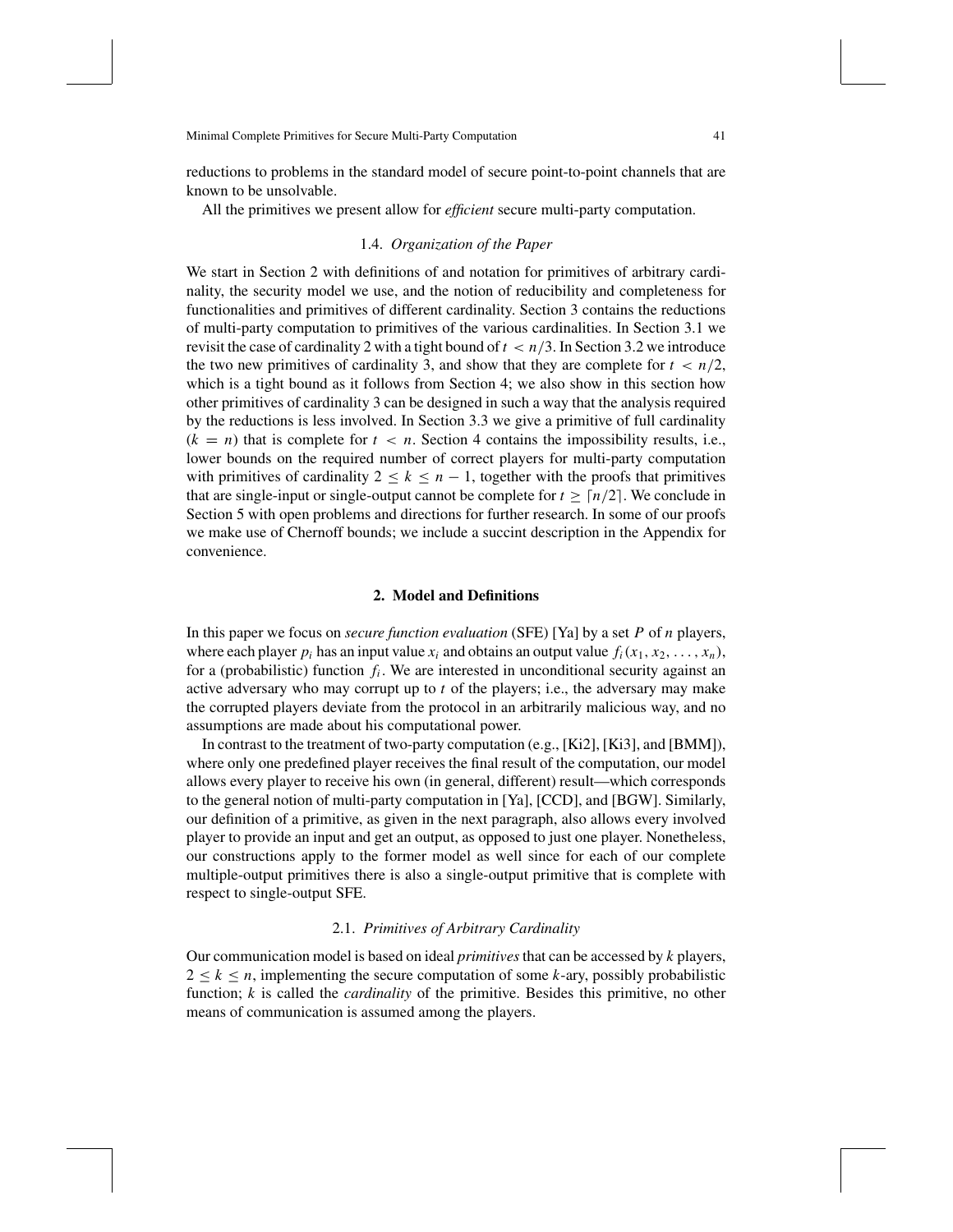reductions to problems in the standard model of secure point-to-point channels that are known to be unsolvable.

All the primitives we present allow for *efficient* secure multi-party computation.

### 1.4. *Organization of the Paper*

We start in Section 2 with definitions of and notation for primitives of arbitrary cardinality, the security model we use, and the notion of reducibility and completeness for functionalities and primitives of different cardinality. Section 3 contains the reductions of multi-party computation to primitives of the various cardinalities. In Section 3.1 we revisit the case of cardinality 2 with a tight bound of $t < n/3$. In Section 3.2 we introduce the two new primitives of cardinality 3, and show that they are complete for $t < n/2$, which is a tight bound as it follows from Section 4; we also show in this section how other primitives of cardinality 3 can be designed in such a way that the analysis required by the reductions is less involved. In Section 3.3 we give a primitive of full cardinality ($k = n$) that is complete for $t < n$. Section 4 contains the impossibility results, i.e., lower bounds on the required number of correct players for multi-party computation with primitives of cardinality $2 \leq k \leq n - 1$, together with the proofs that primitives that are single-input or single-output cannot be complete for $t \geq \lceil n/2 \rceil$. We conclude in Section 5 with open problems and directions for further research. In some of our proofs we make use of Chernoff bounds; we include a succint description in the Appendix for convenience.

## 2. Model and Definitions

In this paper we focus on *secure function evaluation* (SFE) [Ya] by a set $P$ of $n$ players, where each player $p_i$ has an input value $x_i$ and obtains an output value $f_i(x_1, x_2, \ldots, x_n)$, for a (probabilistic) function $f_i$. We are interested in unconditional security against an active adversary who may corrupt up to $t$ of the players; i.e., the adversary may make the corrupted players deviate from the protocol in an arbitrarily malicious way, and no assumptions are made about his computational power.

In contrast to the treatment of two-party computation (e.g., [Ki2], [Ki3], and [BMM]), where only one predefined player receives the final result of the computation, our model allows every player to receive his own (in general, different) result—which corresponds to the general notion of multi-party computation in [Ya], [CCD], and [BGW]. Similarly, our definition of a primitive, as given in the next paragraph, also allows every involved player to provide an input and get an output, as opposed to just one player. Nonetheless, our constructions apply to the former model as well since for each of our complete multiple-output primitives there is also a single-output primitive that is complete with respect to single-output SFE.

### 2.1. *Primitives of Arbitrary Cardinality*

Our communication model is based on ideal *primitives* that can be accessed by $k$ players, $2 \leq k \leq n$, implementing the secure computation of some $k$-ary, possibly probabilistic function; $k$ is called the *cardinality* of the primitive. Besides this primitive, no other means of communication is assumed among the players.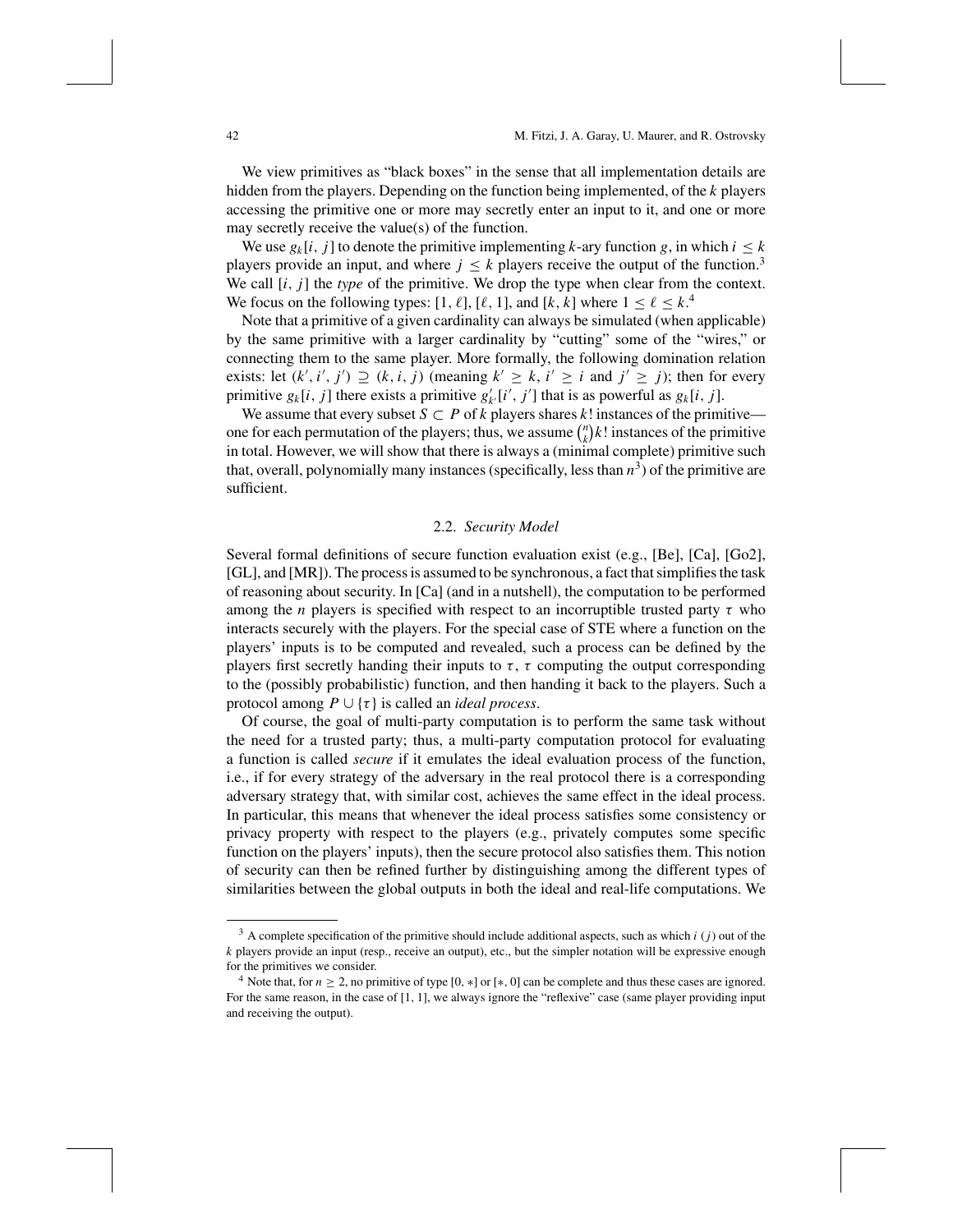We view primitives as "black boxes" in the sense that all implementation details are hidden from the players. Depending on the function being implemented, of the $k$ players accessing the primitive one or more may secretly enter an input to it, and one or more may secretly receive the value(s) of the function.

We use $g_k[i, j]$ to denote the primitive implementing $k$-ary function $g$, in which $i \le k$ players provide an input, and where $j \le k$ players receive the output of the function.[3] We call $[i, j]$ the *type* of the primitive. We drop the type when clear from the context. We focus on the following types: $[1, \ell]$, $[\ell, 1]$, and $[k, k]$ where $1 \le \ell \le k$.[4]

Note that a primitive of a given cardinality can always be simulated (when applicable) by the same primitive with a larger cardinality by "cutting" some of the "wires," or connecting them to the same player. More formally, the following domination relation exists: let $(k', i', j') \supseteq (k, i, j)$ (meaning $k' \ge k$, $i' \ge i$ and $j' \ge j$); then for every primitive $g_k[i, j]$ there exists a primitive $g'_{k'}[i', j']$ that is as powerful as $g_k[i, j]$.

We assume that every subset $S \subset P$ of $k$ players shares $k!$ instances of the primitive—one for each permutation of the players; thus, we assume $\binom{n}{k}k!$ instances of the primitive in total. However, we will show that there is always a (minimal complete) primitive such that, overall, polynomially many instances (specifically, less than $n^3$) of the primitive are sufficient.

### 2.2. *Security Model*

Several formal definitions of secure function evaluation exist (e.g., [Be], [Ca], [Go2], [GL], and [MR]). The process is assumed to be synchronous, a fact that simplifies the task of reasoning about security. In [Ca] (and in a nutshell), the computation to be performed among the $n$ players is specified with respect to an incorruptible trusted party $\tau$ who interacts securely with the players. For the special case of STE where a function on the players' inputs is to be computed and revealed, such a process can be defined by the players first secretly handing their inputs to $\tau$, $\tau$ computing the output corresponding to the (possibly probabilistic) function, and then handing it back to the players. Such a protocol among $P \cup \{\tau\}$ is called an *ideal process*.

Of course, the goal of multi-party computation is to perform the same task without the need for a trusted party; thus, a multi-party computation protocol for evaluating a function is called *secure* if it emulates the ideal evaluation process of the function, i.e., if for every strategy of the adversary in the real protocol there is a corresponding adversary strategy that, with similar cost, achieves the same effect in the ideal process. In particular, this means that whenever the ideal process satisfies some consistency or privacy property with respect to the players (e.g., privately computes some specific function on the players' inputs), then the secure protocol also satisfies them. This notion of security can then be refined further by distinguishing among the different types of similarities between the global outputs in both the ideal and real-life computations. We

---

[3] A complete specification of the primitive should include additional aspects, such as which $i$ ($j$) out of the $k$ players provide an input (resp., receive an output), etc., but the simpler notation will be expressive enough for the primitives we consider.

[4] Note that, for $n \ge 2$, no primitive of type $[0, *]$ or $[*, 0]$ can be complete and thus these cases are ignored. For the same reason, in the case of $[1, 1]$, we always ignore the "reflexive" case (same player providing input and receiving the output).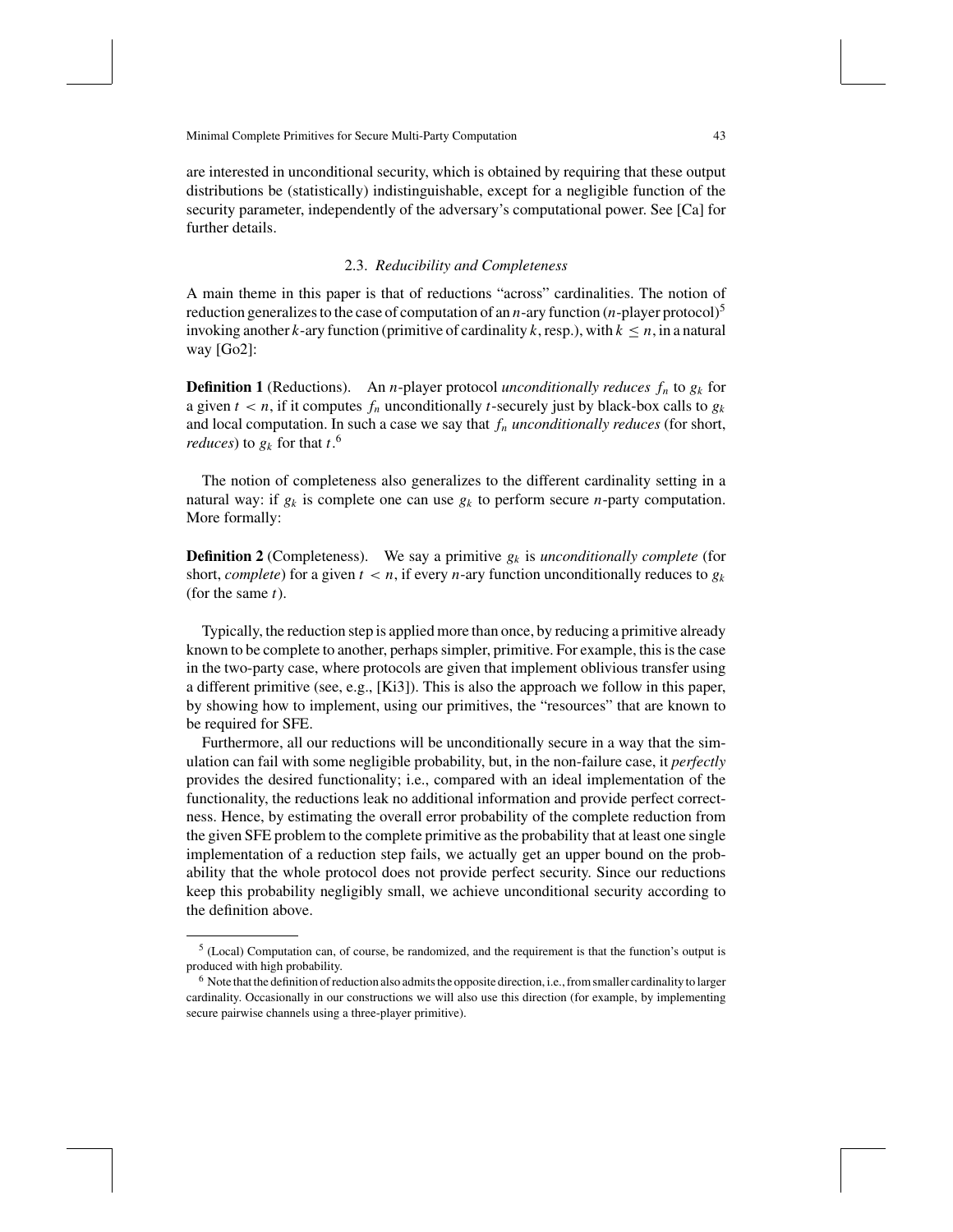are interested in unconditional security, which is obtained by requiring that these output distributions be (statistically) indistinguishable, except for a negligible function of the security parameter, independently of the adversary's computational power. See [Ca] for further details.

### 2.3. *Reducibility and Completeness*

A main theme in this paper is that of reductions "across" cardinalities. The notion of reduction generalizes to the case of computation of an $n$-ary function ($n$-player protocol)[5] invoking another $k$-ary function (primitive of cardinality $k$, resp.), with $k \leq n$, in a natural way [Go2]:

**Definition 1** (Reductions). An $n$-player protocol *unconditionally reduces* $f_n$ to $g_k$ for a given $t < n$, if it computes $f_n$ unconditionally $t$-securely just by black-box calls to $g_k$ and local computation. In such a case we say that $f_n$ *unconditionally reduces* (for short, *reduces*) to $g_k$ for that $t$.[6]

The notion of completeness also generalizes to the different cardinality setting in a natural way: if $g_k$ is complete one can use $g_k$ to perform secure $n$-party computation. More formally:

**Definition 2** (Completeness). We say a primitive $g_k$ is *unconditionally complete* (for short, *complete*) for a given $t < n$, if every $n$-ary function unconditionally reduces to $g_k$ (for the same $t$).

Typically, the reduction step is applied more than once, by reducing a primitive already known to be complete to another, perhaps simpler, primitive. For example, this is the case in the two-party case, where protocols are given that implement oblivious transfer using a different primitive (see, e.g., [Ki3]). This is also the approach we follow in this paper, by showing how to implement, using our primitives, the "resources" that are known to be required for SFE.

Furthermore, all our reductions will be unconditionally secure in a way that the simulation can fail with some negligible probability, but, in the non-failure case, it *perfectly* provides the desired functionality; i.e., compared with an ideal implementation of the functionality, the reductions leak no additional information and provide perfect correctness. Hence, by estimating the overall error probability of the complete reduction from the given SFE problem to the complete primitive as the probability that at least one single implementation of a reduction step fails, we actually get an upper bound on the probability that the whole protocol does not provide perfect security. Since our reductions keep this probability negligibly small, we achieve unconditional security according to the definition above.

---

[5] (Local) Computation can, of course, be randomized, and the requirement is that the function's output is produced with high probability.

[6] Note that the definition of reduction also admits the opposite direction, i.e., from smaller cardinality to larger cardinality. Occasionally in our constructions we will also use this direction (for example, by implementing secure pairwise channels using a three-player primitive).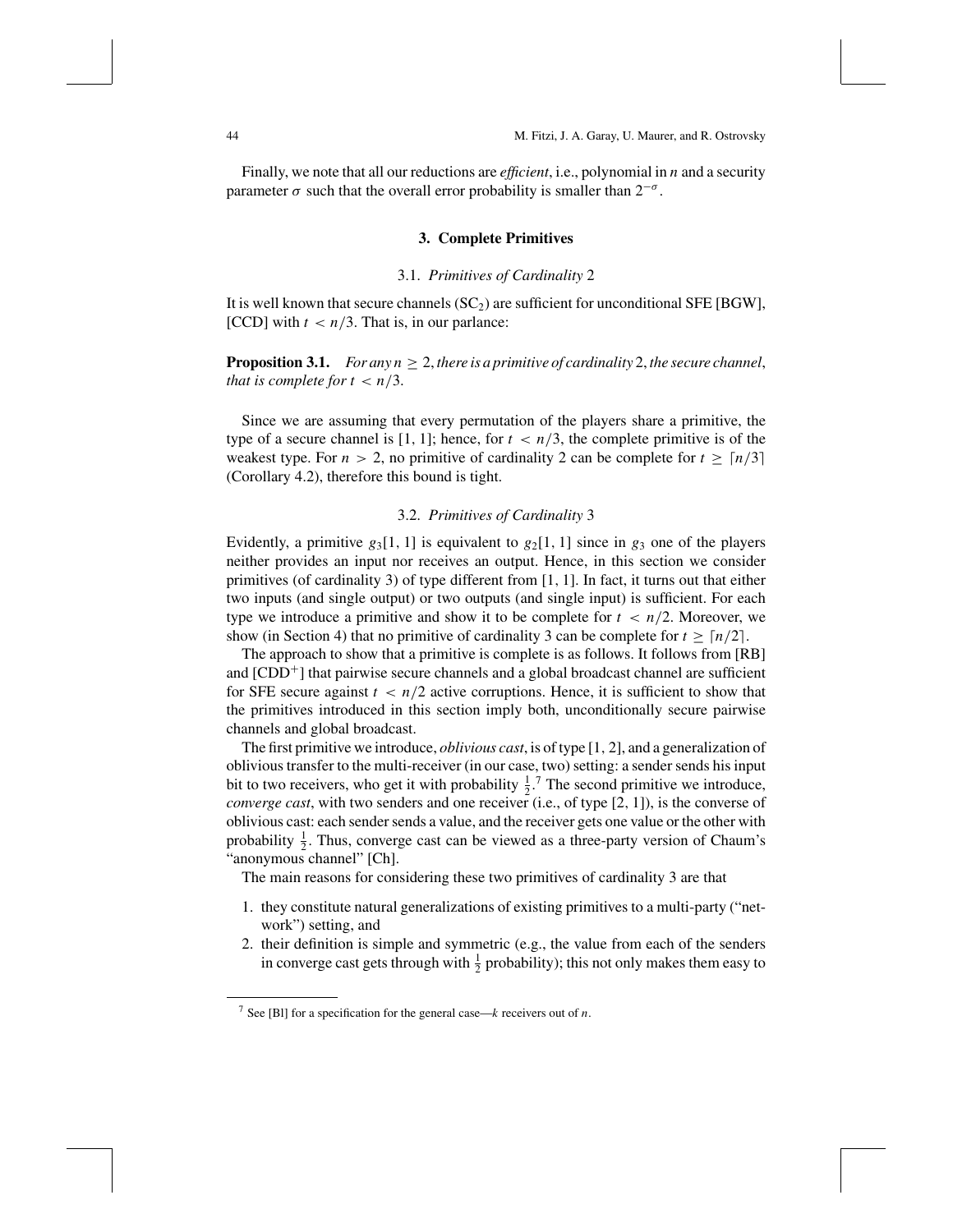Finally, we note that all our reductions are *efficient*, i.e., polynomial in $n$ and a security parameter $\sigma$ such that the overall error probability is smaller than $2^{-\sigma}$.

## 3. Complete Primitives

### 3.1. *Primitives of Cardinality* 2

It is well known that secure channels ($SC_2$) are sufficient for unconditional SFE [BGW], [CCD] with $t < n/3$. That is, in our parlance:

**Proposition 3.1.** *For any $n \geq 2$, there is a primitive of cardinality* 2, *the secure channel, that is complete for $t < n/3$.*

Since we are assuming that every permutation of the players share a primitive, the type of a secure channel is $[1, 1]$; hence, for $t < n/3$, the complete primitive is of the weakest type. For $n > 2$, no primitive of cardinality 2 can be complete for $t \geq \lceil n/3 \rceil$ (Corollary 4.2), therefore this bound is tight.

### 3.2. *Primitives of Cardinality* 3

Evidently, a primitive $g_3[1, 1]$ is equivalent to $g_2[1, 1]$ since in $g_3$ one of the players neither provides an input nor receives an output. Hence, in this section we consider primitives (of cardinality 3) of type different from $[1, 1]$. In fact, it turns out that either two inputs (and single output) or two outputs (and single input) is sufficient. For each type we introduce a primitive and show it to be complete for $t < n/2$. Moreover, we show (in Section 4) that no primitive of cardinality 3 can be complete for $t \geq \lceil n/2 \rceil$.

The approach to show that a primitive is complete is as follows. It follows from [RB] and [CDD$^+$] that pairwise secure channels and a global broadcast channel are sufficient for SFE secure against $t < n/2$ active corruptions. Hence, it is sufficient to show that the primitives introduced in this section imply both, unconditionally secure pairwise channels and global broadcast.

The first primitive we introduce, *oblivious cast*, is of type $[1, 2]$, and a generalization of oblivious transfer to the multi-receiver (in our case, two) setting: a sender sends his input bit to two receivers, who get it with probability $\frac{1}{2}$.[7] The second primitive we introduce, *converge cast*, with two senders and one receiver (i.e., of type $[2, 1]$), is the converse of oblivious cast: each sender sends a value, and the receiver gets one value or the other with probability $\frac{1}{2}$. Thus, converge cast can be viewed as a three-party version of Chaum's "anonymous channel" [Ch].

The main reasons for considering these two primitives of cardinality 3 are that

1. they constitute natural generalizations of existing primitives to a multi-party ("network") setting, and
2. their definition is simple and symmetric (e.g., the value from each of the senders in converge cast gets through with $\frac{1}{2}$ probability); this not only makes them easy to

[7] See [Bl] for a specification for the general case—$k$ receivers out of $n$.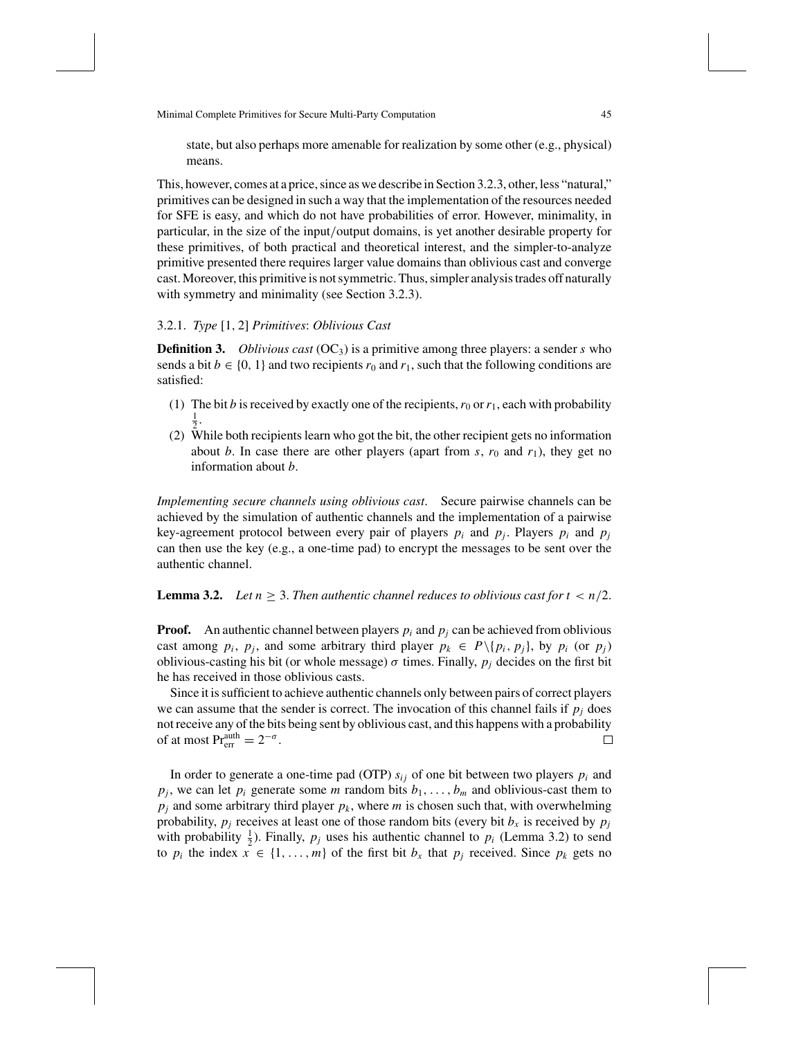state, but also perhaps more amenable for realization by some other (e.g., physical) means.

This, however, comes at a price, since as we describe in Section 3.2.3, other, less "natural," primitives can be designed in such a way that the implementation of the resources needed for SFE is easy, and which do not have probabilities of error. However, minimality, in particular, in the size of the input/output domains, is yet another desirable property for these primitives, of both practical and theoretical interest, and the simpler-to-analyze primitive presented there requires larger value domains than oblivious cast and converge cast. Moreover, this primitive is not symmetric. Thus, simpler analysis trades off naturally with symmetry and minimality (see Section 3.2.3).

### 3.2.1. *Type* [1, 2] *Primitives*: *Oblivious Cast*

**Definition 3.** *Oblivious cast* ($OC_3$) is a primitive among three players: a sender $s$ who sends a bit $b \in \{0, 1\}$ and two recipients $r_0$ and $r_1$, such that the following conditions are satisfied:

(1) The bit $b$ is received by exactly one of the recipients, $r_0$ or $r_1$, each with probability $\frac{1}{2}$.
(2) While both recipients learn who got the bit, the other recipient gets no information about $b$. In case there are other players (apart from $s$, $r_0$ and $r_1$), they get no information about $b$.

*Implementing secure channels using oblivious cast*. Secure pairwise channels can be achieved by the simulation of authentic channels and the implementation of a pairwise key-agreement protocol between every pair of players $p_i$ and $p_j$. Players $p_i$ and $p_j$ can then use the key (e.g., a one-time pad) to encrypt the messages to be sent over the authentic channel.

**Lemma 3.2.** *Let $n \geq 3$. Then authentic channel reduces to oblivious cast for $t < n/2$.*

**Proof.** An authentic channel between players $p_i$ and $p_j$ can be achieved from oblivious cast among $p_i$, $p_j$, and some arbitrary third player $p_k \in P\backslash\{p_i, p_j\}$, by $p_i$ (or $p_j$) oblivious-casting his bit (or whole message) $\sigma$ times. Finally, $p_j$ decides on the first bit he has received in those oblivious casts.

Since it is sufficient to achieve authentic channels only between pairs of correct players we can assume that the sender is correct. The invocation of this channel fails if $p_j$ does not receive any of the bits being sent by oblivious cast, and this happens with a probability of at most $\Pr_{err}^{auth} = 2^{-\sigma}$. □

In order to generate a one-time pad (OTP) $s_{ij}$ of one bit between two players $p_i$ and $p_j$, we can let $p_i$ generate some $m$ random bits $b_1, \ldots, b_m$ and oblivious-cast them to $p_j$ and some arbitrary third player $p_k$, where $m$ is chosen such that, with overwhelming probability, $p_j$ receives at least one of those random bits (every bit $b_x$ is received by $p_j$ with probability $\frac{1}{2}$). Finally, $p_j$ uses his authentic channel to $p_i$ (Lemma 3.2) to send to $p_i$ the index $x \in \{1, \ldots, m\}$ of the first bit $b_x$ that $p_j$ received. Since $p_k$ gets no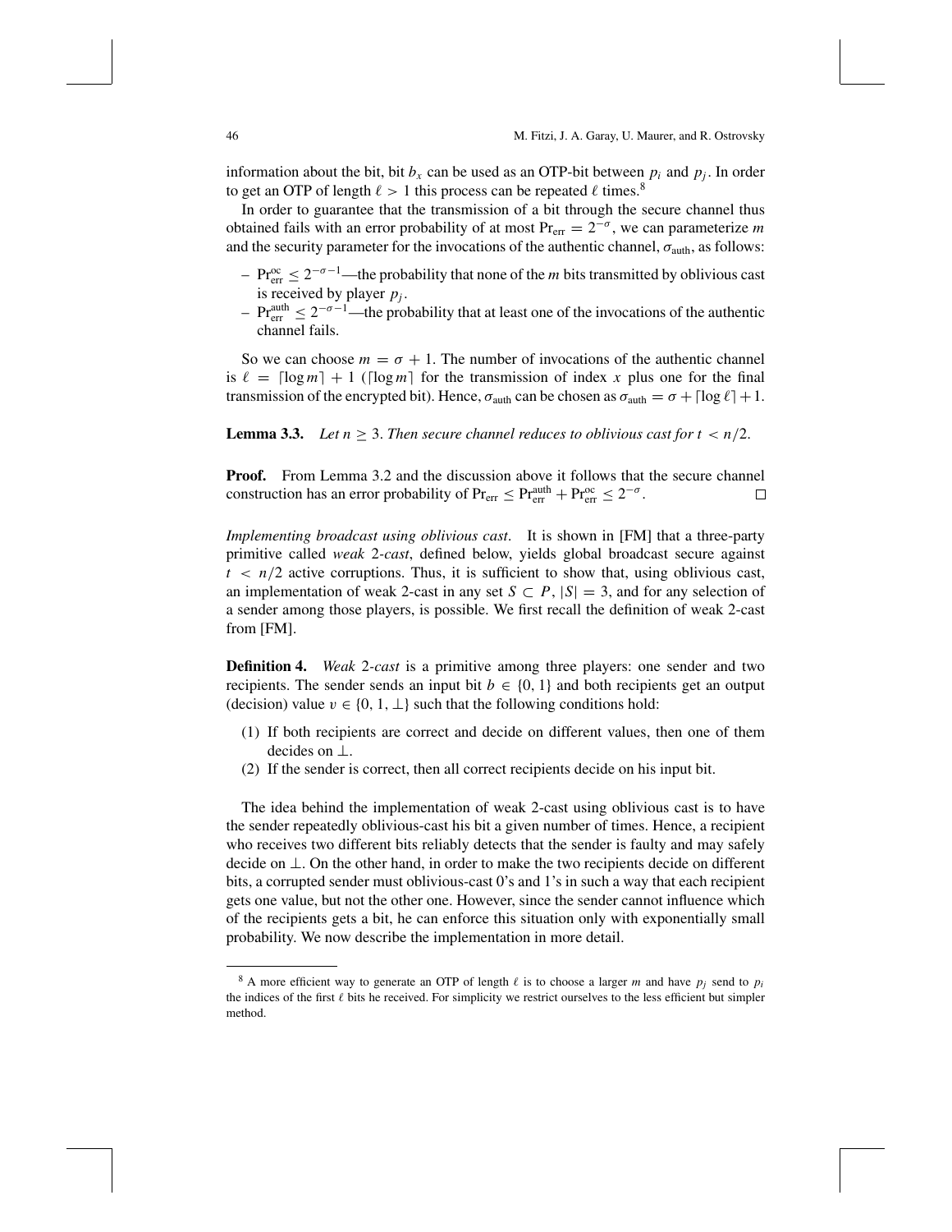information about the bit, bit $b_x$ can be used as an OTP-bit between $p_i$ and $p_j$. In order to get an OTP of length $\ell > 1$ this process can be repeated $\ell$ times.[8]

In order to guarantee that the transmission of a bit through the secure channel thus obtained fails with an error probability of at most $\Pr_{\text{err}} = 2^{-\sigma}$, we can parameterize $m$ and the security parameter for the invocations of the authentic channel, $\sigma_{\text{auth}}$, as follows:

- $\Pr_{\text{err}}^{\text{oc}} \leq 2^{-\sigma-1}$—the probability that none of the $m$ bits transmitted by oblivious cast is received by player $p_j$.
- $\Pr_{\text{err}}^{\text{auth}} \leq 2^{-\sigma-1}$—the probability that at least one of the invocations of the authentic channel fails.

So we can choose $m = \sigma + 1$. The number of invocations of the authentic channel is $\ell = \lceil \log m \rceil + 1$ ($\lceil \log m \rceil$ for the transmission of index $x$ plus one for the final transmission of the encrypted bit). Hence, $\sigma_{\text{auth}}$ can be chosen as $\sigma_{\text{auth}} = \sigma + \lceil \log \ell \rceil + 1$.

**Lemma 3.3.** *Let $n \geq 3$. Then secure channel reduces to oblivious cast for $t < n/2$.*

**Proof.** From Lemma 3.2 and the discussion above it follows that the secure channel construction has an error probability of $\Pr_{\text{err}} \leq \Pr_{\text{err}}^{\text{auth}} + \Pr_{\text{err}}^{\text{oc}} \leq 2^{-\sigma}$. □

*Implementing broadcast using oblivious cast*. It is shown in [FM] that a three-party primitive called *weak 2-cast*, defined below, yields global broadcast secure against $t < n/2$ active corruptions. Thus, it is sufficient to show that, using oblivious cast, an implementation of weak 2-cast in any set $S \subset P$, $|S| = 3$, and for any selection of a sender among those players, is possible. We first recall the definition of weak 2-cast from [FM].

**Definition 4.** *Weak 2-cast* is a primitive among three players: one sender and two recipients. The sender sends an input bit $b \in \{0, 1\}$ and both recipients get an output (decision) value $v \in \{0, 1, \perp\}$ such that the following conditions hold:

(1) If both recipients are correct and decide on different values, then one of them decides on $\perp$.
(2) If the sender is correct, then all correct recipients decide on his input bit.

The idea behind the implementation of weak 2-cast using oblivious cast is to have the sender repeatedly oblivious-cast his bit a given number of times. Hence, a recipient who receives two different bits reliably detects that the sender is faulty and may safely decide on $\perp$. On the other hand, in order to make the two recipients decide on different bits, a corrupted sender must oblivious-cast 0's and 1's in such a way that each recipient gets one value, but not the other one. However, since the sender cannot influence which of the recipients gets a bit, he can enforce this situation only with exponentially small probability. We now describe the implementation in more detail.

[8] A more efficient way to generate an OTP of length $\ell$ is to choose a larger $m$ and have $p_j$ send to $p_i$ the indices of the first $\ell$ bits he received. For simplicity we restrict ourselves to the less efficient but simpler method.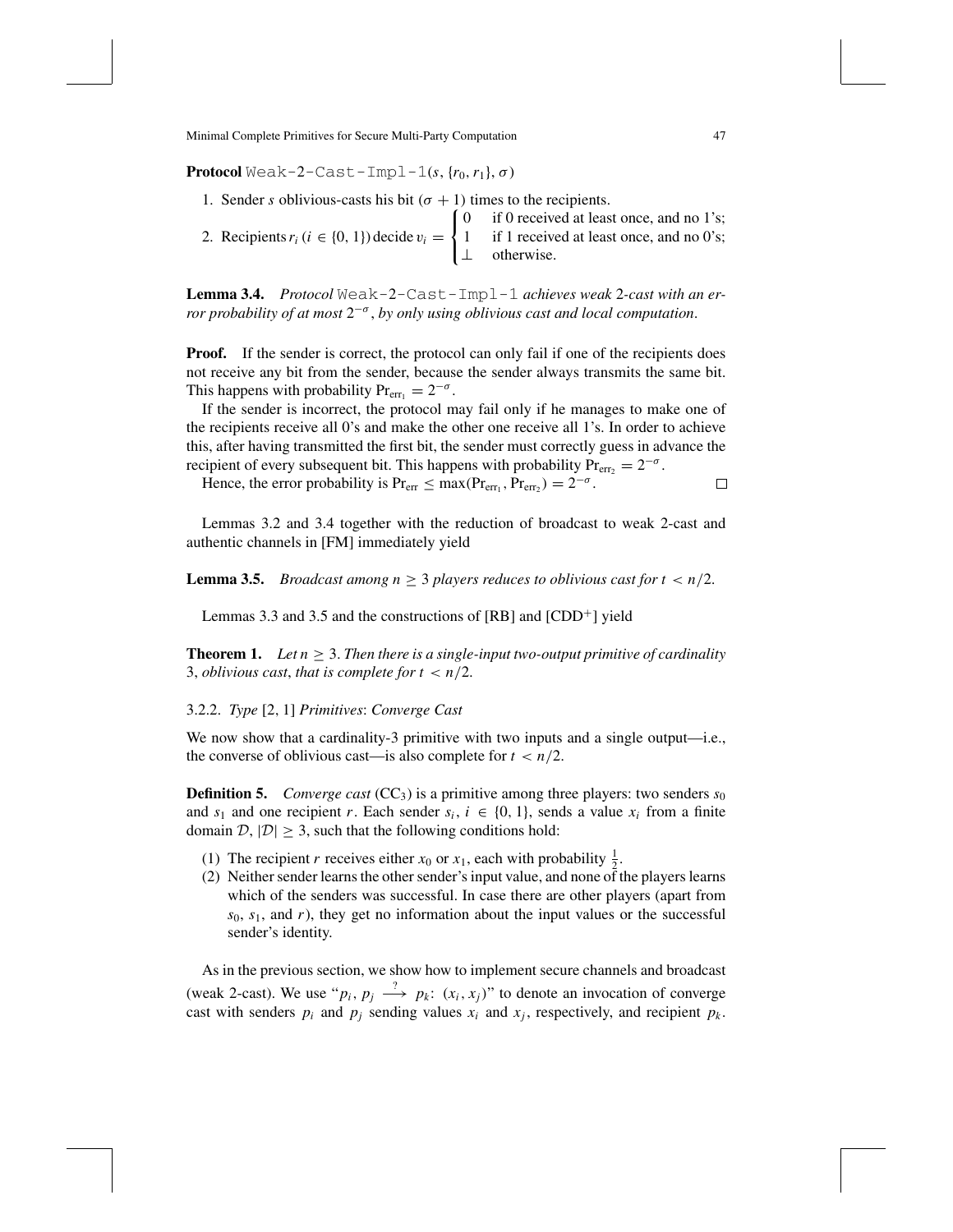**Protocol** `Weak-2-Cast-Impl-1`$(s, \{r_0, r_1\}, \sigma)$

1. Sender $s$ oblivious-casts his bit $(\sigma + 1)$ times to the recipients.
2. Recipients $r_i$ ($i \in \{0, 1\}$) decide $v_i = \begin{cases} 0 & \text{if 0 received at least once, and no 1's;} \\ 1 & \text{if 1 received at least once, and no 0's;} \\ \perp & \text{otherwise.} \end{cases}$

**Lemma 3.4.** *Protocol* `Weak-2-Cast-Impl-1` *achieves weak* 2*-cast with an error probability of at most* $2^{-\sigma}$, *by only using oblivious cast and local computation.*

**Proof.** If the sender is correct, the protocol can only fail if one of the recipients does not receive any bit from the sender, because the sender always transmits the same bit. This happens with probability $\Pr_{\text{err}_1} = 2^{-\sigma}$.

If the sender is incorrect, the protocol may fail only if he manages to make one of the recipients receive all 0's and make the other one receive all 1's. In order to achieve this, after having transmitted the first bit, the sender must correctly guess in advance the recipient of every subsequent bit. This happens with probability $\Pr_{\text{err}_2} = 2^{-\sigma}$.

Hence, the error probability is $\Pr_{\text{err}} \leq \max(\Pr_{\text{err}_1}, \Pr_{\text{err}_2}) = 2^{-\sigma}$. $\square$

Lemmas 3.2 and 3.4 together with the reduction of broadcast to weak 2-cast and authentic channels in [FM] immediately yield

**Lemma 3.5.** *Broadcast among* $n \geq 3$ *players reduces to oblivious cast for* $t < n/2$.

Lemmas 3.3 and 3.5 and the constructions of [RB] and [CDD+] yield

**Theorem 1.** *Let* $n \geq 3$. *Then there is a single-input two-output primitive of cardinality* 3, *oblivious cast*, *that is complete for* $t < n/2$.

### 3.2.2. *Type* [2, 1] *Primitives*: *Converge Cast*

We now show that a cardinality-3 primitive with two inputs and a single output—i.e., the converse of oblivious cast—is also complete for $t < n/2$.

**Definition 5.** *Converge cast* ($\text{CC}_3$) is a primitive among three players: two senders $s_0$ and $s_1$ and one recipient $r$. Each sender $s_i$, $i \in \{0, 1\}$, sends a value $x_i$ from a finite domain $\mathcal{D}$, $|\mathcal{D}| \geq 3$, such that the following conditions hold:

(1) The recipient $r$ receives either $x_0$ or $x_1$, each with probability $\frac{1}{2}$.
(2) Neither sender learns the other sender's input value, and none of the players learns which of the senders was successful. In case there are other players (apart from $s_0$, $s_1$, and $r$), they get no information about the input values or the successful sender's identity.

As in the previous section, we show how to implement secure channels and broadcast (weak 2-cast). We use "$p_i, p_j \xrightarrow{?} p_k$: $(x_i, x_j)$" to denote an invocation of converge cast with senders $p_i$ and $p_j$ sending values $x_i$ and $x_j$, respectively, and recipient $p_k$.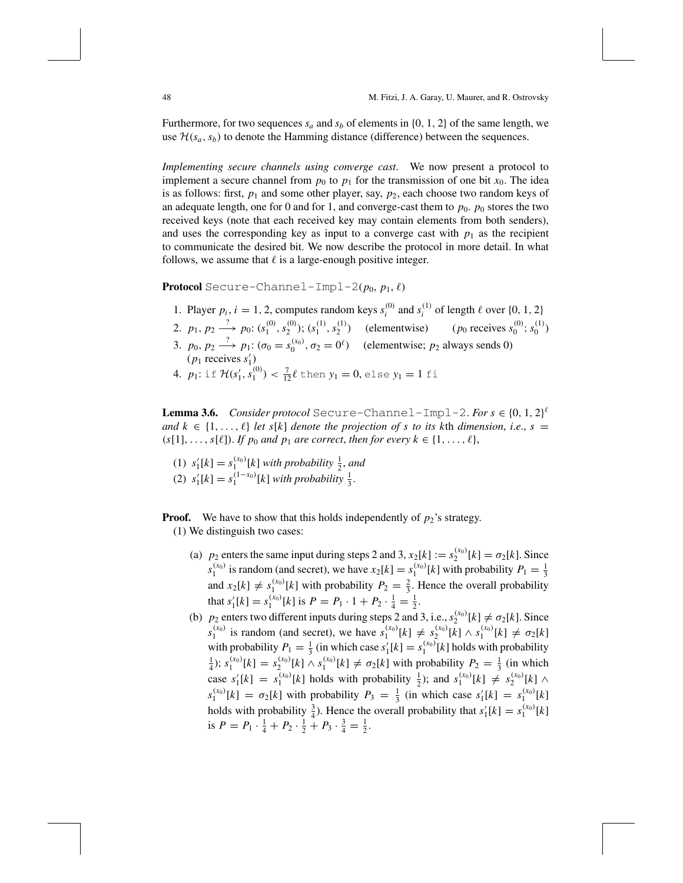Furthermore, for two sequences $s_a$ and $s_b$ of elements in $\{0, 1, 2\}$ of the same length, we use $\mathcal{H}(s_a, s_b)$ to denote the Hamming distance (difference) between the sequences.

*Implementing secure channels using converge cast*. We now present a protocol to implement a secure channel from $p_0$ to $p_1$ for the transmission of one bit $x_0$. The idea is as follows: first, $p_1$ and some other player, say, $p_2$, each choose two random keys of an adequate length, one for 0 and for 1, and converge-cast them to $p_0$. $p_0$ stores the two received keys (note that each received key may contain elements from both senders), and uses the corresponding key as input to a converge cast with $p_1$ as the recipient to communicate the desired bit. We now describe the protocol in more detail. In what follows, we assume that $\ell$ is a large-enough positive integer.

**Protocol** `Secure-Channel-Impl-2`$(p_0, p_1, \ell)$

1. Player $p_i$, $i = 1, 2$, computes random keys $s_i^{(0)}$ and $s_i^{(1)}$ of length $\ell$ over $\{0, 1, 2\}$
2. $p_1, p_2 \xrightarrow{?} p_0$: $(s_1^{(0)}, s_2^{(0)})$; $(s_1^{(1)}, s_2^{(1)})$ (elementwise) ($p_0$ receives $s_0^{(0)}$; $s_0^{(1)}$)
3. $p_0, p_2 \xrightarrow{?} p_1$: $(\sigma_0 = s_0^{(x_0)}, \sigma_2 = 0^\ell)$ (elementwise; $p_2$ always sends 0) ($p_1$ receives $s_1'$)
4. $p_1$: `if` $\mathcal{H}(s_1', s_1^{(0)}) < \frac{7}{12}\ell$ `then` $y_1 = 0$, `else` $y_1 = 1$ `fi`

**Lemma 3.6.** *Consider protocol* `Secure-Channel-Impl-2`. *For* $s \in \{0, 1, 2\}^\ell$ *and* $k \in \{1, \ldots, \ell\}$ *let* $s[k]$ *denote the projection of* $s$ *to its* $k$th *dimension, i.e.,* $s = (s[1], \ldots, s[\ell])$. *If* $p_0$ *and* $p_1$ *are correct, then for every* $k \in \{1, \ldots, \ell\}$,

(1) $s_1'[k] = s_1^{(x_0)}[k]$ *with probability* $\frac{1}{2}$, *and*
(2) $s_1'[k] = s_1^{(1-x_0)}[k]$ *with probability* $\frac{1}{3}$.

**Proof.** We have to show that this holds independently of $p_2$'s strategy.

(1) We distinguish two cases:

(a) $p_2$ enters the same input during steps 2 and 3, $x_2[k] := s_2^{(x_0)}[k] = \sigma_2[k]$. Since $s_1^{(x_0)}$ is random (and secret), we have $x_2[k] = s_1^{(x_0)}[k]$ with probability $P_1 = \frac{1}{3}$ and $x_2[k] \neq s_1^{(x_0)}[k]$ with probability $P_2 = \frac{2}{3}$. Hence the overall probability that $s_1'[k] = s_1^{(x_0)}[k]$ is $P = P_1 \cdot 1 + P_2 \cdot \frac{1}{4} = \frac{1}{2}$.

(b) $p_2$ enters two different inputs during steps 2 and 3, i.e., $s_2^{(x_0)}[k] \neq \sigma_2[k]$. Since $s_1^{(x_0)}$ is random (and secret), we have $s_1^{(x_0)}[k] \neq s_2^{(x_0)}[k] \wedge s_1^{(x_0)}[k] \neq \sigma_2[k]$ with probability $P_1 = \frac{1}{3}$ (in which case $s_1'[k] = s_1^{(x_0)}[k]$ holds with probability $\frac{1}{4}$); $s_1^{(x_0)}[k] = s_2^{(x_0)}[k] \wedge s_1^{(x_0)}[k] \neq \sigma_2[k]$ with probability $P_2 = \frac{1}{3}$ (in which case $s_1'[k] = s_1^{(x_0)}[k]$ holds with probability $\frac{1}{2}$); and $s_1^{(x_0)}[k] \neq s_2^{(x_0)}[k] \wedge s_1^{(x_0)}[k] = \sigma_2[k]$ with probability $P_3 = \frac{1}{3}$ (in which case $s_1'[k] = s_1^{(x_0)}[k]$ holds with probability $\frac{3}{4}$). Hence the overall probability that $s_1'[k] = s_1^{(x_0)}[k]$ is $P = P_1 \cdot \frac{1}{4} + P_2 \cdot \frac{1}{2} + P_3 \cdot \frac{3}{4} = \frac{1}{2}$.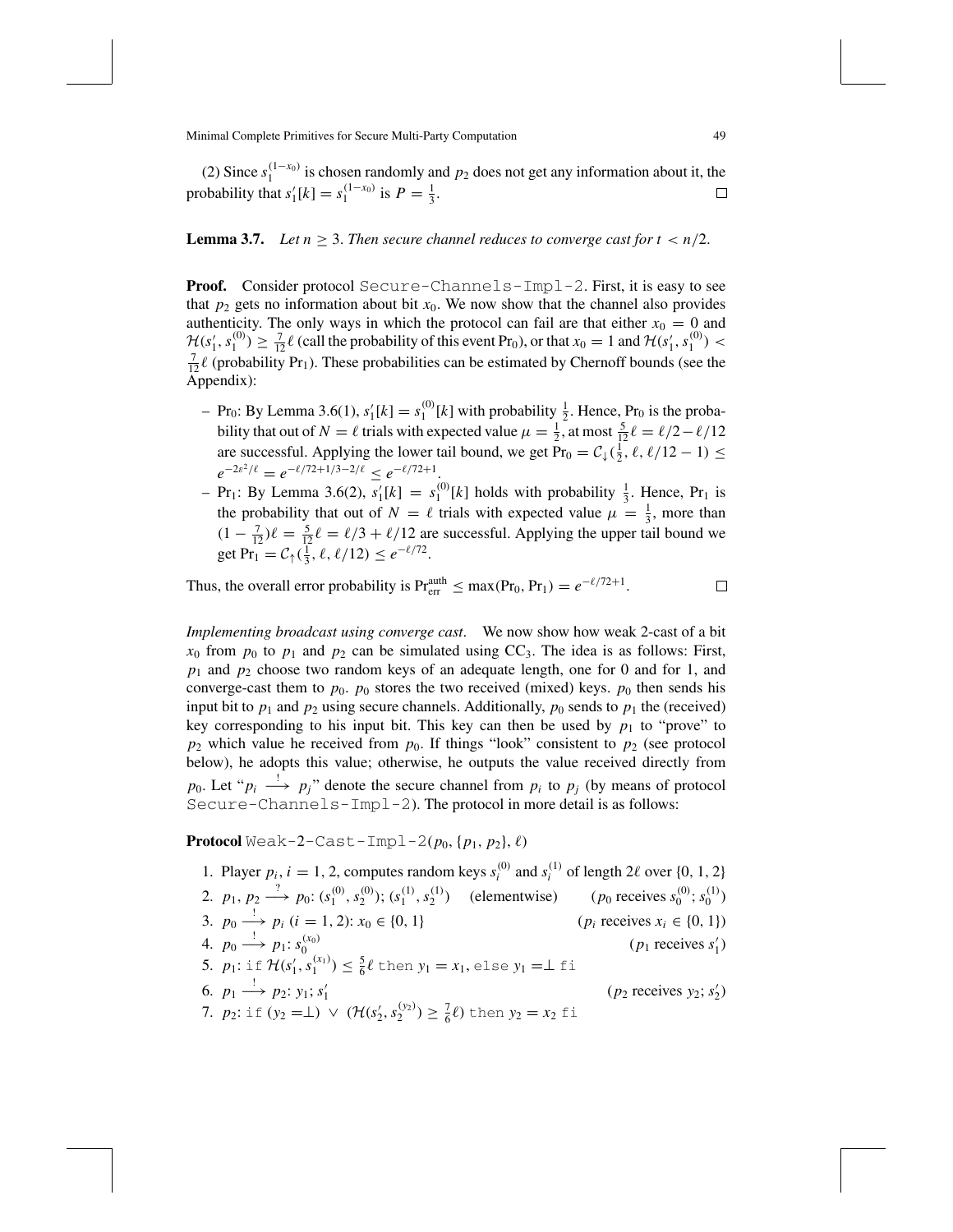(2) Since $s_1^{(1-x_0)}$ is chosen randomly and $p_2$ does not get any information about it, the probability that $s'_1[k] = s_1^{(1-x_0)}$ is $P = \frac{1}{3}$. □

**Lemma 3.7.** *Let $n \geq 3$. Then secure channel reduces to converge cast for $t < n/2$.*

**Proof.** Consider protocol `Secure-Channels-Impl-2`. First, it is easy to see that $p_2$ gets no information about bit $x_0$. We now show that the channel also provides authenticity. The only ways in which the protocol can fail are that either $x_0 = 0$ and $\mathcal{H}(s'_1, s_1^{(0)}) \geq \frac{7}{12}\ell$ (call the probability of this event $\Pr_0$), or that $x_0 = 1$ and $\mathcal{H}(s'_1, s_1^{(0)}) < \frac{7}{12}\ell$ (probability $\Pr_1$). These probabilities can be estimated by Chernoff bounds (see the Appendix):

- $\Pr_0$: By Lemma 3.6(1), $s'_1[k] = s_1^{(0)}[k]$ with probability $\frac{1}{2}$. Hence, $\Pr_0$ is the probability that out of $N = \ell$ trials with expected value $\mu = \frac{1}{2}$, at most $\frac{5}{12}\ell = \ell/2 - \ell/12$ are successful. Applying the lower tail bound, we get $\Pr_0 = \mathcal{C}_{\downarrow}(\frac{1}{2}, \ell, \ell/12 - 1) \leq e^{-2\varepsilon^2/\ell} = e^{-\ell/72+1/3-2/\ell} \leq e^{-\ell/72+1}$.
- $\Pr_1$: By Lemma 3.6(2), $s'_1[k] = s_1^{(0)}[k]$ holds with probability $\frac{1}{3}$. Hence, $\Pr_1$ is the probability that out of $N = \ell$ trials with expected value $\mu = \frac{1}{3}$, more than $(1 - \frac{7}{12})\ell = \frac{5}{12}\ell = \ell/3 + \ell/12$ are successful. Applying the upper tail bound we get $\Pr_1 = \mathcal{C}_{\uparrow}(\frac{1}{3}, \ell, \ell/12) \leq e^{-\ell/72}$.

Thus, the overall error probability is $\Pr_{\text{err}}^{\text{auth}} \leq \max(\Pr_0, \Pr_1) = e^{-\ell/72+1}$. □

*Implementing broadcast using converge cast.* We now show how weak 2-cast of a bit $x_0$ from $p_0$ to $p_1$ and $p_2$ can be simulated using $\mathrm{CC}_3$. The idea is as follows: First, $p_1$ and $p_2$ choose two random keys of an adequate length, one for 0 and for 1, and converge-cast them to $p_0$. $p_0$ stores the two received (mixed) keys. $p_0$ then sends his input bit to $p_1$ and $p_2$ using secure channels. Additionally, $p_0$ sends to $p_1$ the (received) key corresponding to his input bit. This key can then be used by $p_1$ to "prove" to $p_2$ which value he received from $p_0$. If things "look" consistent to $p_2$ (see protocol below), he adopts this value; otherwise, he outputs the value received directly from $p_0$. Let "$p_i \xrightarrow{!} p_j$" denote the secure channel from $p_i$ to $p_j$ (by means of protocol `Secure-Channels-Impl-2`). The protocol in more detail is as follows:

**Protocol** `Weak-2-Cast-Impl-2`$(p_0, \{p_1, p_2\}, \ell)$

1. Player $p_i$, $i = 1, 2$, computes random keys $s_i^{(0)}$ and $s_i^{(1)}$ of length $2\ell$ over $\{0, 1, 2\}$
2. $p_1, p_2 \xrightarrow{?} p_0$: $(s_1^{(0)}, s_2^{(0)})$; $(s_1^{(1)}, s_2^{(1)})$ (elementwise) ($p_0$ receives $s_0^{(0)}$; $s_0^{(1)}$)
3. $p_0 \xrightarrow{!} p_i$ $(i = 1, 2)$: $x_0 \in \{0, 1\}$ ($p_i$ receives $x_i \in \{0, 1\}$)
4. $p_0 \xrightarrow{!} p_1$: $s_0^{(x_0)}$ ($p_1$ receives $s'_1$)
5. $p_1$: `if` $\mathcal{H}(s'_1, s_1^{(x_1)}) \leq \frac{5}{6}\ell$ `then` $y_1 = x_1$, `else` $y_1 = \perp$ `fi`
6. $p_1 \xrightarrow{!} p_2$: $y_1$; $s'_1$ ($p_2$ receives $y_2$; $s'_2$)
7. $p_2$: `if` $(y_2 = \perp) \vee (\mathcal{H}(s'_2, s_2^{(y_2)}) \geq \frac{7}{6}\ell)$ `then` $y_2 = x_2$ `fi`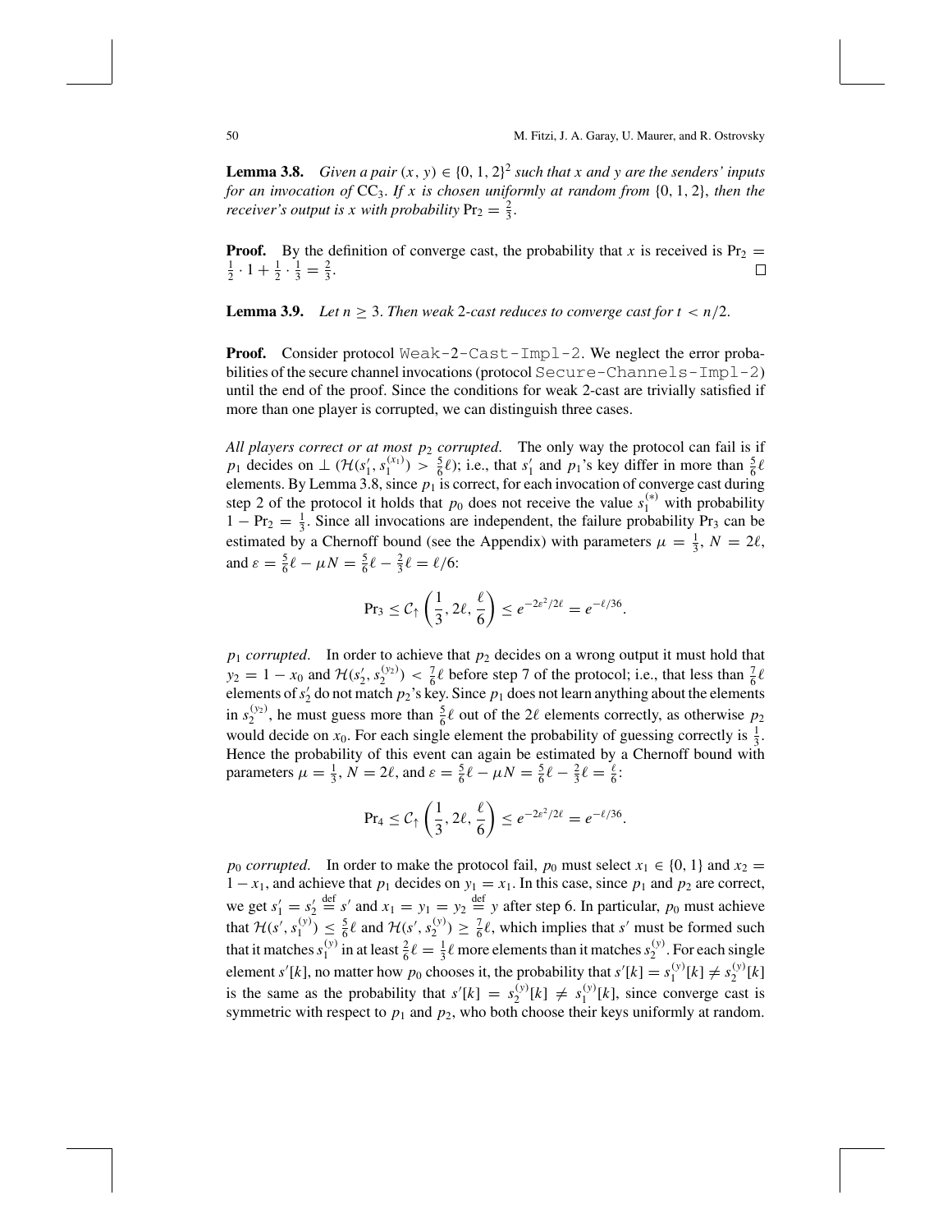**Lemma 3.8.** *Given a pair* $(x, y) \in \{0, 1, 2\}^2$ *such that* $x$ *and* $y$ *are the senders' inputs for an invocation of* $\mathrm{CC}_3$. *If* $x$ *is chosen uniformly at random from* $\{0, 1, 2\}$, *then the receiver's output is* $x$ *with probability* $\Pr_2 = \frac{2}{3}$.

**Proof.** By the definition of converge cast, the probability that $x$ is received is $\Pr_2 = \frac{1}{2} \cdot 1 + \frac{1}{2} \cdot \frac{1}{3} = \frac{2}{3}$. □

**Lemma 3.9.** *Let* $n \geq 3$. *Then weak* 2*-cast reduces to converge cast for* $t < n/2$.

**Proof.** Consider protocol `Weak-2-Cast-Impl-2`. We neglect the error probabilities of the secure channel invocations (protocol `Secure-Channels-Impl-2`) until the end of the proof. Since the conditions for weak 2-cast are trivially satisfied if more than one player is corrupted, we can distinguish three cases.

*All players correct or at most* $p_2$ *corrupted.* The only way the protocol can fail is if $p_1$ decides on $\perp$ ($\mathcal{H}(s'_1, s_1^{(x_1)}) > \frac{5}{6}\ell$); i.e., that $s'_1$ and $p_1$'s key differ in more than $\frac{5}{6}\ell$ elements. By Lemma 3.8, since $p_1$ is correct, for each invocation of converge cast during step 2 of the protocol it holds that $p_0$ does not receive the value $s_1^{(*)}$ with probability $1 - \Pr_2 = \frac{1}{3}$. Since all invocations are independent, the failure probability $\Pr_3$ can be estimated by a Chernoff bound (see the Appendix) with parameters $\mu = \frac{1}{3}$, $N = 2\ell$, and $\varepsilon = \frac{5}{6}\ell - \mu N = \frac{5}{6}\ell - \frac{2}{3}\ell = \ell/6$:

$$\Pr_3 \leq \mathcal{C}_{\uparrow}\left(\frac{1}{3}, 2\ell, \frac{\ell}{6}\right) \leq e^{-2\varepsilon^2/2\ell} = e^{-\ell/36}.$$

$p_1$ *corrupted.* In order to achieve that $p_2$ decides on a wrong output it must hold that $y_2 = 1 - x_0$ and $\mathcal{H}(s'_2, s_2^{(y_2)}) < \frac{7}{6}\ell$ before step 7 of the protocol; i.e., that less than $\frac{7}{6}\ell$ elements of $s'_2$ do not match $p_2$'s key. Since $p_1$ does not learn anything about the elements in $s_2^{(y_2)}$, he must guess more than $\frac{5}{6}\ell$ out of the $2\ell$ elements correctly, as otherwise $p_2$ would decide on $x_0$. For each single element the probability of guessing correctly is $\frac{1}{3}$. Hence the probability of this event can again be estimated by a Chernoff bound with parameters $\mu = \frac{1}{3}$, $N = 2\ell$, and $\varepsilon = \frac{5}{6}\ell - \mu N = \frac{5}{6}\ell - \frac{2}{3}\ell = \frac{\ell}{6}$:

$$\Pr_4 \leq \mathcal{C}_{\uparrow}\left(\frac{1}{3}, 2\ell, \frac{\ell}{6}\right) \leq e^{-2\varepsilon^2/2\ell} = e^{-\ell/36}.$$

$p_0$ *corrupted.* In order to make the protocol fail, $p_0$ must select $x_1 \in \{0, 1\}$ and $x_2 = 1 - x_1$, and achieve that $p_1$ decides on $y_1 = x_1$. In this case, since $p_1$ and $p_2$ are correct, we get $s'_1 = s'_2 \stackrel{\text{def}}{=} s'$ and $x_1 = y_1 = y_2 \stackrel{\text{def}}{=} y$ after step 6. In particular, $p_0$ must achieve that $\mathcal{H}(s', s_1^{(y)}) \leq \frac{5}{6}\ell$ and $\mathcal{H}(s', s_2^{(y)}) \geq \frac{7}{6}\ell$, which implies that $s'$ must be formed such that it matches $s_1^{(y)}$ in at least $\frac{2}{6}\ell = \frac{1}{3}\ell$ more elements than it matches $s_2^{(y)}$. For each single element $s'[k]$, no matter how $p_0$ chooses it, the probability that $s'[k] = s_1^{(y)}[k] \neq s_2^{(y)}[k]$ is the same as the probability that $s'[k] = s_2^{(y)}[k] \neq s_1^{(y)}[k]$, since converge cast is symmetric with respect to $p_1$ and $p_2$, who both choose their keys uniformly at random.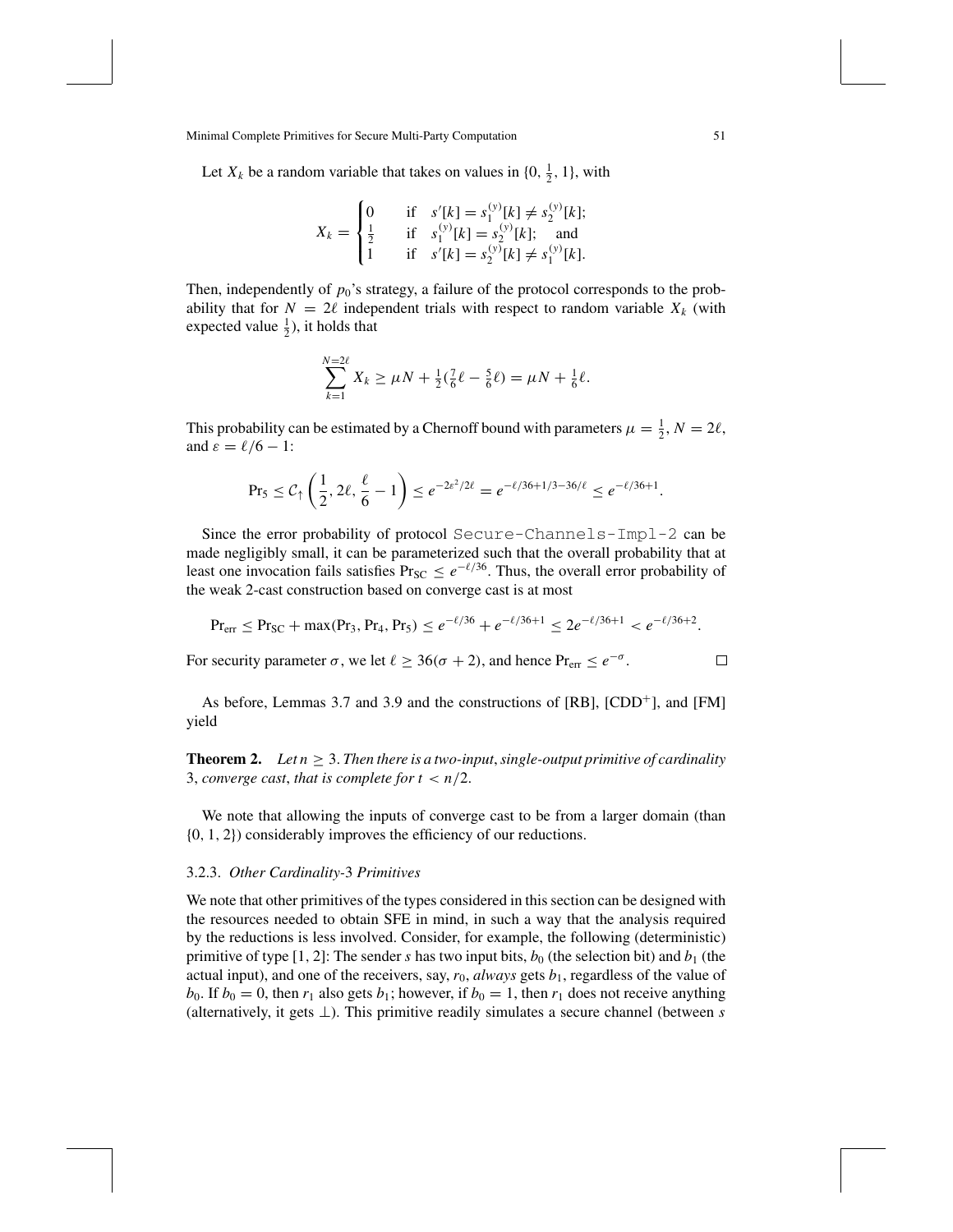Let $X_k$ be a random variable that takes on values in $\{0, \frac{1}{2}, 1\}$, with

$$X_k = \begin{cases} 0 & \text{if} \quad s'[k] = s_1^{(y)}[k] \neq s_2^{(y)}[k]; \\ \frac{1}{2} & \text{if} \quad s_1^{(y)}[k] = s_2^{(y)}[k]; \quad \text{and} \\ 1 & \text{if} \quad s'[k] = s_2^{(y)}[k] \neq s_1^{(y)}[k]. \end{cases}$$

Then, independently of $p_0$'s strategy, a failure of the protocol corresponds to the probability that for $N = 2\ell$ independent trials with respect to random variable $X_k$ (with expected value $\frac{1}{2}$), it holds that

$$\sum_{k=1}^{N=2\ell} X_k \geq \mu N + \tfrac{1}{2}(\tfrac{7}{6}\ell - \tfrac{5}{6}\ell) = \mu N + \tfrac{1}{6}\ell.$$

This probability can be estimated by a Chernoff bound with parameters $\mu = \frac{1}{2}$, $N = 2\ell$, and $\varepsilon = \ell/6 - 1$:

$$\Pr_5 \leq \mathcal{C}_{\uparrow}\left(\frac{1}{2}, 2\ell, \frac{\ell}{6} - 1\right) \leq e^{-2\varepsilon^2/2\ell} = e^{-\ell/36 + 1/3 - 36/\ell} \leq e^{-\ell/36+1}.$$

Since the error probability of protocol `Secure-Channels-Impl-2` can be made negligibly small, it can be parameterized such that the overall probability that at least one invocation fails satisfies $\Pr_{\text{SC}} \leq e^{-\ell/36}$. Thus, the overall error probability of the weak 2-cast construction based on converge cast is at most

$$\Pr_{\text{err}} \leq \Pr_{\text{SC}} + \max(\Pr_3, \Pr_4, \Pr_5) \leq e^{-\ell/36} + e^{-\ell/36+1} \leq 2e^{-\ell/36+1} < e^{-\ell/36+2}.$$

For security parameter $\sigma$, we let $\ell \geq 36(\sigma + 2)$, and hence $\Pr_{\text{err}} \leq e^{-\sigma}$. $\square$

As before, Lemmas 3.7 and 3.9 and the constructions of [RB], [CDD+], and [FM] yield

**Theorem 2.** *Let $n \geq 3$. Then there is a two-input, single-output primitive of cardinality* 3, *converge cast*, *that is complete for $t < n/2$.*

We note that allowing the inputs of converge cast to be from a larger domain (than $\{0, 1, 2\}$) considerably improves the efficiency of our reductions.

### 3.2.3. *Other Cardinality*-3 *Primitives*

We note that other primitives of the types considered in this section can be designed with the resources needed to obtain SFE in mind, in such a way that the analysis required by the reductions is less involved. Consider, for example, the following (deterministic) primitive of type [1, 2]: The sender $s$ has two input bits, $b_0$ (the selection bit) and $b_1$ (the actual input), and one of the receivers, say, $r_0$, *always* gets $b_1$, regardless of the value of $b_0$. If $b_0 = 0$, then $r_1$ also gets $b_1$; however, if $b_0 = 1$, then $r_1$ does not receive anything (alternatively, it gets $\perp$). This primitive readily simulates a secure channel (between $s$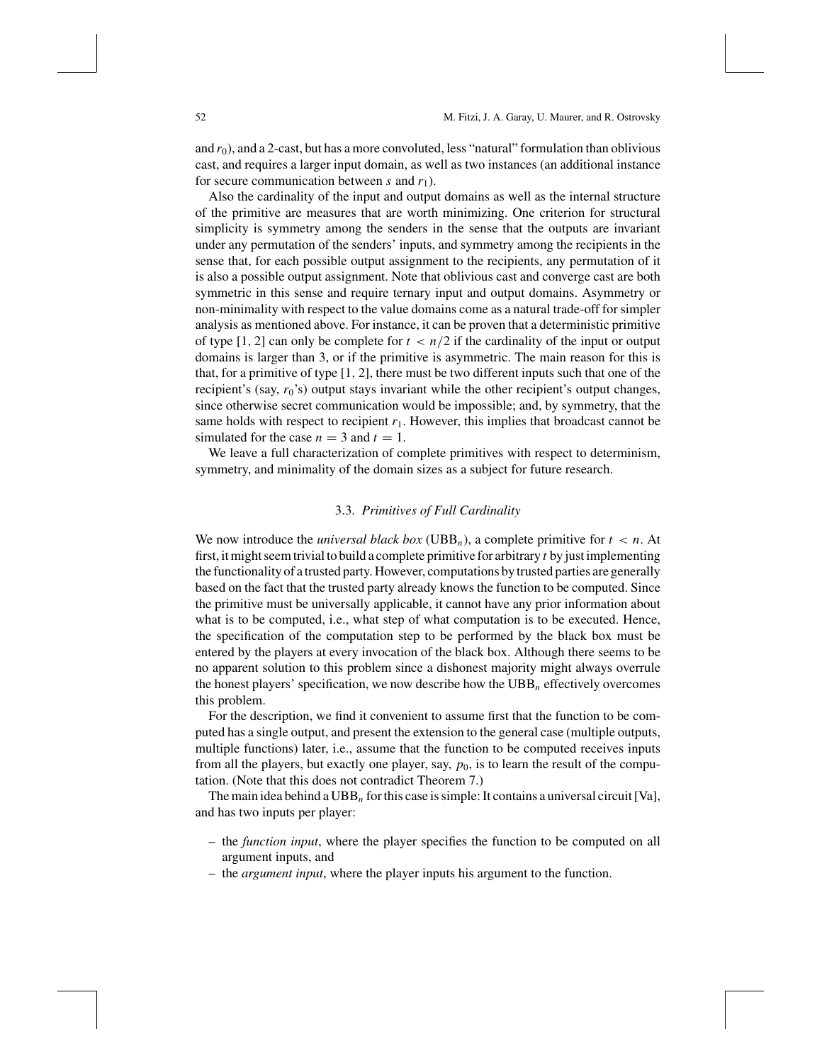and $r_0$), and a 2-cast, but has a more convoluted, less "natural" formulation than oblivious cast, and requires a larger input domain, as well as two instances (an additional instance for secure communication between $s$ and $r_1$).

Also the cardinality of the input and output domains as well as the internal structure of the primitive are measures that are worth minimizing. One criterion for structural simplicity is symmetry among the senders in the sense that the outputs are invariant under any permutation of the senders' inputs, and symmetry among the recipients in the sense that, for each possible output assignment to the recipients, any permutation of it is also a possible output assignment. Note that oblivious cast and converge cast are both symmetric in this sense and require ternary input and output domains. Asymmetry or non-minimality with respect to the value domains come as a natural trade-off for simpler analysis as mentioned above. For instance, it can be proven that a deterministic primitive of type [1, 2] can only be complete for $t < n/2$ if the cardinality of the input or output domains is larger than 3, or if the primitive is asymmetric. The main reason for this is that, for a primitive of type [1, 2], there must be two different inputs such that one of the recipient's (say, $r_0$'s) output stays invariant while the other recipient's output changes, since otherwise secret communication would be impossible; and, by symmetry, that the same holds with respect to recipient $r_1$. However, this implies that broadcast cannot be simulated for the case $n = 3$ and $t = 1$.

We leave a full characterization of complete primitives with respect to determinism, symmetry, and minimality of the domain sizes as a subject for future research.

### 3.3. *Primitives of Full Cardinality*

We now introduce the *universal black box* ($\text{UBB}_n$), a complete primitive for $t < n$. At first, it might seem trivial to build a complete primitive for arbitrary $t$ by just implementing the functionality of a trusted party. However, computations by trusted parties are generally based on the fact that the trusted party already knows the function to be computed. Since the primitive must be universally applicable, it cannot have any prior information about what is to be computed, i.e., what step of what computation is to be executed. Hence, the specification of the computation step to be performed by the black box must be entered by the players at every invocation of the black box. Although there seems to be no apparent solution to this problem since a dishonest majority might always overrule the honest players' specification, we now describe how the $\text{UBB}_n$ effectively overcomes this problem.

For the description, we find it convenient to assume first that the function to be computed has a single output, and present the extension to the general case (multiple outputs, multiple functions) later, i.e., assume that the function to be computed receives inputs from all the players, but exactly one player, say, $p_0$, is to learn the result of the computation. (Note that this does not contradict Theorem 7.)

The main idea behind a $\text{UBB}_n$ for this case is simple: It contains a universal circuit [Va], and has two inputs per player:

- the *function input*, where the player specifies the function to be computed on all argument inputs, and
- the *argument input*, where the player inputs his argument to the function.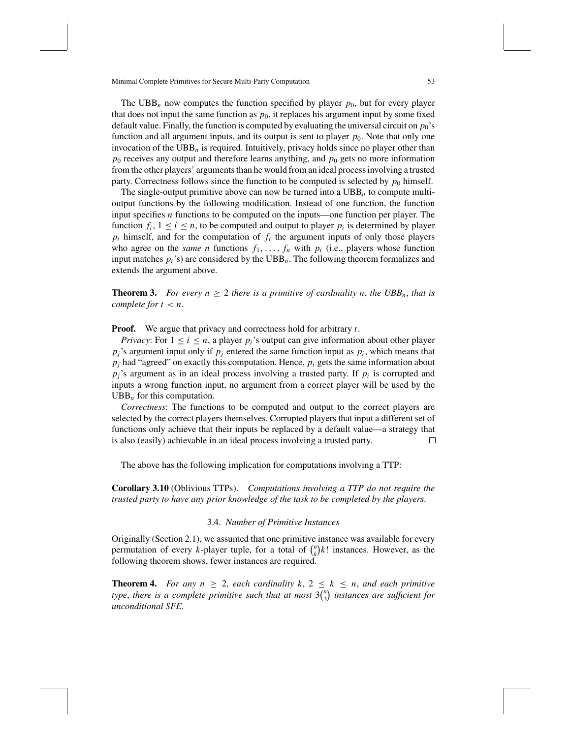The $\text{UBB}_n$ now computes the function specified by player $p_0$, but for every player that does not input the same function as $p_0$, it replaces his argument input by some fixed default value. Finally, the function is computed by evaluating the universal circuit on $p_0$'s function and all argument inputs, and its output is sent to player $p_0$. Note that only one invocation of the $\text{UBB}_n$ is required. Intuitively, privacy holds since no player other than $p_0$ receives any output and therefore learns anything, and $p_0$ gets no more information from the other players' arguments than he would from an ideal process involving a trusted party. Correctness follows since the function to be computed is selected by $p_0$ himself.

The single-output primitive above can now be turned into a $\text{UBB}_n$ to compute multi-output functions by the following modification. Instead of one function, the function input specifies $n$ functions to be computed on the inputs—one function per player. The function $f_i$, $1 \leq i \leq n$, to be computed and output to player $p_i$ is determined by player $p_i$ himself, and for the computation of $f_i$ the argument inputs of only those players who agree on the *same* $n$ functions $f_1, \ldots, f_n$ with $p_i$ (i.e., players whose function input matches $p_i$'s) are considered by the $\text{UBB}_n$. The following theorem formalizes and extends the argument above.

**Theorem 3.** *For every $n \geq 2$ there is a primitive of cardinality $n$, the $UBB_n$, that is complete for $t < n$.*

**Proof.** We argue that privacy and correctness hold for arbitrary $t$.

*Privacy*: For $1 \leq i \leq n$, a player $p_i$'s output can give information about other player $p_j$'s argument input only if $p_j$ entered the same function input as $p_i$, which means that $p_j$ had "agreed" on exactly this computation. Hence, $p_i$ gets the same information about $p_j$'s argument as in an ideal process involving a trusted party. If $p_i$ is corrupted and inputs a wrong function input, no argument from a correct player will be used by the $\text{UBB}_n$ for this computation.

*Correctness*: The functions to be computed and output to the correct players are selected by the correct players themselves. Corrupted players that input a different set of functions only achieve that their inputs be replaced by a default value—a strategy that is also (easily) achievable in an ideal process involving a trusted party. □

The above has the following implication for computations involving a TTP:

**Corollary 3.10** (Oblivious TTPs). *Computations involving a TTP do not require the trusted party to have any prior knowledge of the task to be completed by the players.*

### 3.4. *Number of Primitive Instances*

Originally (Section 2.1), we assumed that one primitive instance was available for every permutation of every $k$-player tuple, for a total of $\binom{n}{k}k!$ instances. However, as the following theorem shows, fewer instances are required.

**Theorem 4.** *For any $n \geq 2$, each cardinality $k$, $2 \leq k \leq n$, and each primitive type, there is a complete primitive such that at most $3\binom{n}{3}$ instances are sufficient for unconditional SFE.*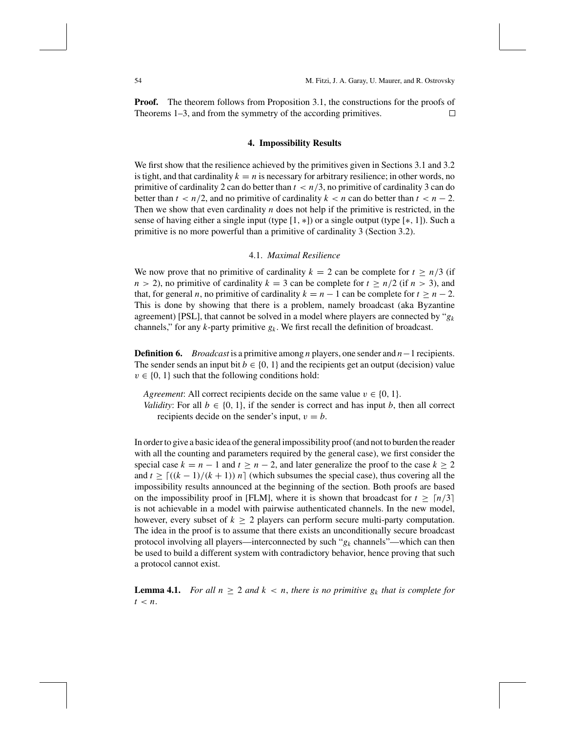**Proof.** The theorem follows from Proposition 3.1, the constructions for the proofs of Theorems 1–3, and from the symmetry of the according primitives. □

## 4. Impossibility Results

We first show that the resilience achieved by the primitives given in Sections 3.1 and 3.2 is tight, and that cardinality $k = n$ is necessary for arbitrary resilience; in other words, no primitive of cardinality 2 can do better than $t < n/3$, no primitive of cardinality 3 can do better than $t < n/2$, and no primitive of cardinality $k < n$ can do better than $t < n - 2$. Then we show that even cardinality $n$ does not help if the primitive is restricted, in the sense of having either a single input (type $[1, *]$) or a single output (type $[*, 1]$). Such a primitive is no more powerful than a primitive of cardinality 3 (Section 3.2).

### 4.1. *Maximal Resilience*

We now prove that no primitive of cardinality $k = 2$ can be complete for $t \geq n/3$ (if $n > 2$), no primitive of cardinality $k = 3$ can be complete for $t \geq n/2$ (if $n > 3$), and that, for general $n$, no primitive of cardinality $k = n - 1$ can be complete for $t \geq n - 2$. This is done by showing that there is a problem, namely broadcast (aka Byzantine agreement) [PSL], that cannot be solved in a model where players are connected by "$g_k$ channels," for any $k$-party primitive $g_k$. We first recall the definition of broadcast.

**Definition 6.** *Broadcast* is a primitive among $n$ players, one sender and $n-1$ recipients. The sender sends an input bit $b \in \{0, 1\}$ and the recipients get an output (decision) value $v \in \{0, 1\}$ such that the following conditions hold:

*Agreement*: All correct recipients decide on the same value $v \in \{0, 1\}$.

*Validity*: For all $b \in \{0, 1\}$, if the sender is correct and has input $b$, then all correct recipients decide on the sender's input, $v = b$.

In order to give a basic idea of the general impossibility proof (and not to burden the reader with all the counting and parameters required by the general case), we first consider the special case $k = n - 1$ and $t \geq n - 2$, and later generalize the proof to the case $k \geq 2$ and $t \geq \lceil ((k-1)/(k+1))\, n \rceil$ (which subsumes the special case), thus covering all the impossibility results announced at the beginning of the section. Both proofs are based on the impossibility proof in [FLM], where it is shown that broadcast for $t \geq \lceil n/3 \rceil$ is not achievable in a model with pairwise authenticated channels. In the new model, however, every subset of $k \geq 2$ players can perform secure multi-party computation. The idea in the proof is to assume that there exists an unconditionally secure broadcast protocol involving all players—interconnected by such "$g_k$ channels"—which can then be used to build a different system with contradictory behavior, hence proving that such a protocol cannot exist.

**Lemma 4.1.** *For all $n \geq 2$ and $k < n$, there is no primitive $g_k$ that is complete for $t < n$.*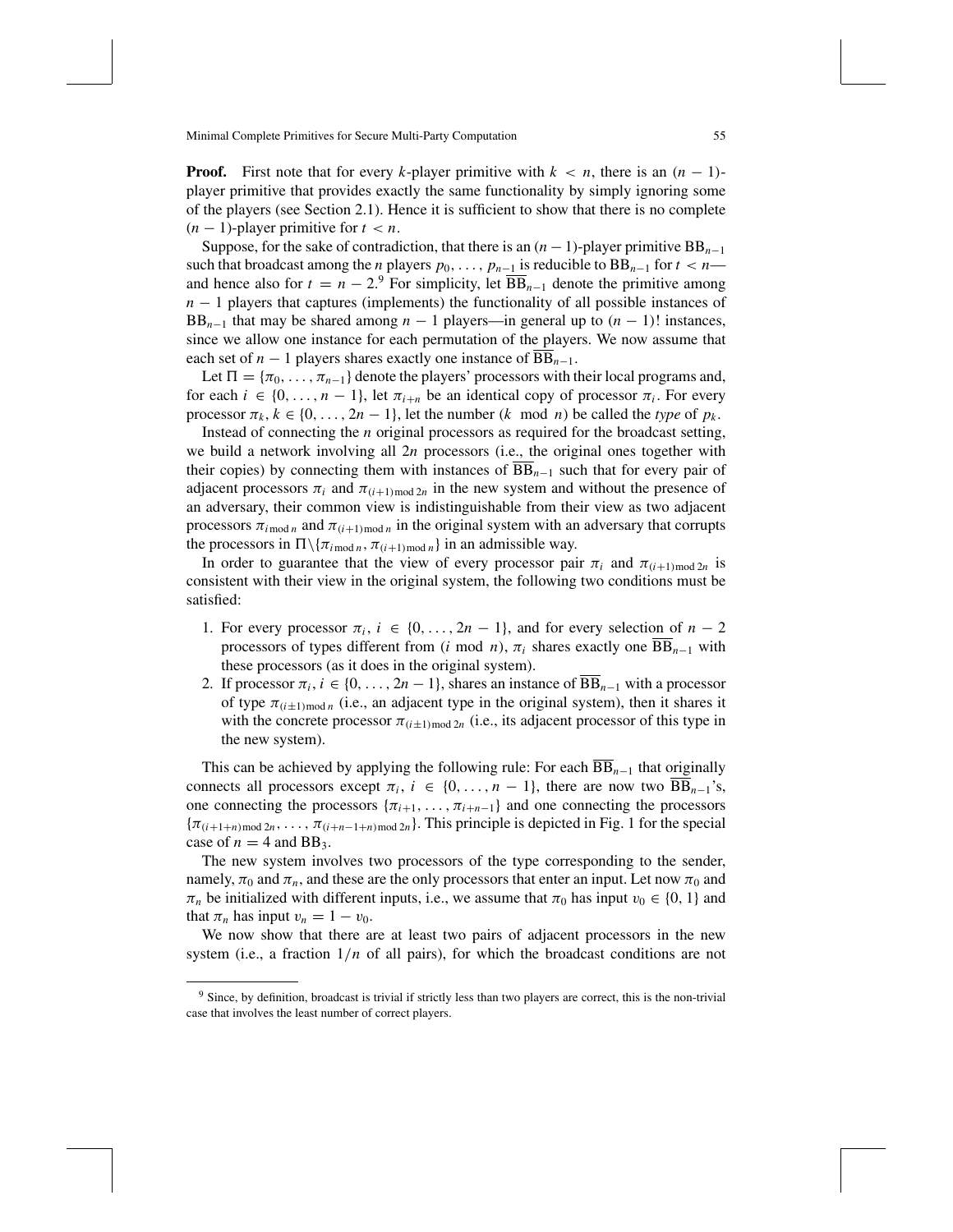**Proof.** First note that for every $k$-player primitive with $k < n$, there is an $(n-1)$-player primitive that provides exactly the same functionality by simply ignoring some of the players (see Section 2.1). Hence it is sufficient to show that there is no complete $(n-1)$-player primitive for $t < n$.

Suppose, for the sake of contradiction, that there is an $(n-1)$-player primitive $\mathrm{BB}_{n-1}$ such that broadcast among the $n$ players $p_0, \ldots, p_{n-1}$ is reducible to $\mathrm{BB}_{n-1}$ for $t < n$—and hence also for $t = n-2$.[9] For simplicity, let $\overline{\mathrm{BB}}_{n-1}$ denote the primitive among $n-1$ players that captures (implements) the functionality of all possible instances of $\mathrm{BB}_{n-1}$ that may be shared among $n-1$ players—in general up to $(n-1)!$ instances, since we allow one instance for each permutation of the players. We now assume that each set of $n-1$ players shares exactly one instance of $\overline{\mathrm{BB}}_{n-1}$.

Let $\Pi = \{\pi_0, \ldots, \pi_{n-1}\}$ denote the players' processors with their local programs and, for each $i \in \{0, \ldots, n-1\}$, let $\pi_{i+n}$ be an identical copy of processor $\pi_i$. For every processor $\pi_k$, $k \in \{0, \ldots, 2n-1\}$, let the number $(k \mod n)$ be called the *type* of $p_k$.

Instead of connecting the $n$ original processors as required for the broadcast setting, we build a network involving all $2n$ processors (i.e., the original ones together with their copies) by connecting them with instances of $\overline{\mathrm{BB}}_{n-1}$ such that for every pair of adjacent processors $\pi_i$ and $\pi_{(i+1) \bmod 2n}$ in the new system and without the presence of an adversary, their common view is indistinguishable from their view as two adjacent processors $\pi_{i \bmod n}$ and $\pi_{(i+1) \bmod n}$ in the original system with an adversary that corrupts the processors in $\Pi \backslash \{\pi_{i \bmod n}, \pi_{(i+1) \bmod n}\}$ in an admissible way.

In order to guarantee that the view of every processor pair $\pi_i$ and $\pi_{(i+1) \bmod 2n}$ is consistent with their view in the original system, the following two conditions must be satisfied:

1. For every processor $\pi_i$, $i \in \{0, \ldots, 2n-1\}$, and for every selection of $n-2$ processors of types different from $(i \bmod n)$, $\pi_i$ shares exactly one $\overline{\mathrm{BB}}_{n-1}$ with these processors (as it does in the original system).
2. If processor $\pi_i$, $i \in \{0, \ldots, 2n-1\}$, shares an instance of $\overline{\mathrm{BB}}_{n-1}$ with a processor of type $\pi_{(i \pm 1) \bmod n}$ (i.e., an adjacent type in the original system), then it shares it with the concrete processor $\pi_{(i \pm 1) \bmod 2n}$ (i.e., its adjacent processor of this type in the new system).

This can be achieved by applying the following rule: For each $\overline{\mathrm{BB}}_{n-1}$ that originally connects all processors except $\pi_i$, $i \in \{0, \ldots, n-1\}$, there are now two $\overline{\mathrm{BB}}_{n-1}$'s, one connecting the processors $\{\pi_{i+1}, \ldots, \pi_{i+n-1}\}$ and one connecting the processors $\{\pi_{(i+1+n) \bmod 2n}, \ldots, \pi_{(i+n-1+n) \bmod 2n}\}$. This principle is depicted in Fig. 1 for the special case of $n = 4$ and $\mathrm{BB}_3$.

The new system involves two processors of the type corresponding to the sender, namely, $\pi_0$ and $\pi_n$, and these are the only processors that enter an input. Let now $\pi_0$ and $\pi_n$ be initialized with different inputs, i.e., we assume that $\pi_0$ has input $v_0 \in \{0, 1\}$ and that $\pi_n$ has input $v_n = 1 - v_0$.

We now show that there are at least two pairs of adjacent processors in the new system (i.e., a fraction $1/n$ of all pairs), for which the broadcast conditions are not

[9] Since, by definition, broadcast is trivial if strictly less than two players are correct, this is the non-trivial case that involves the least number of correct players.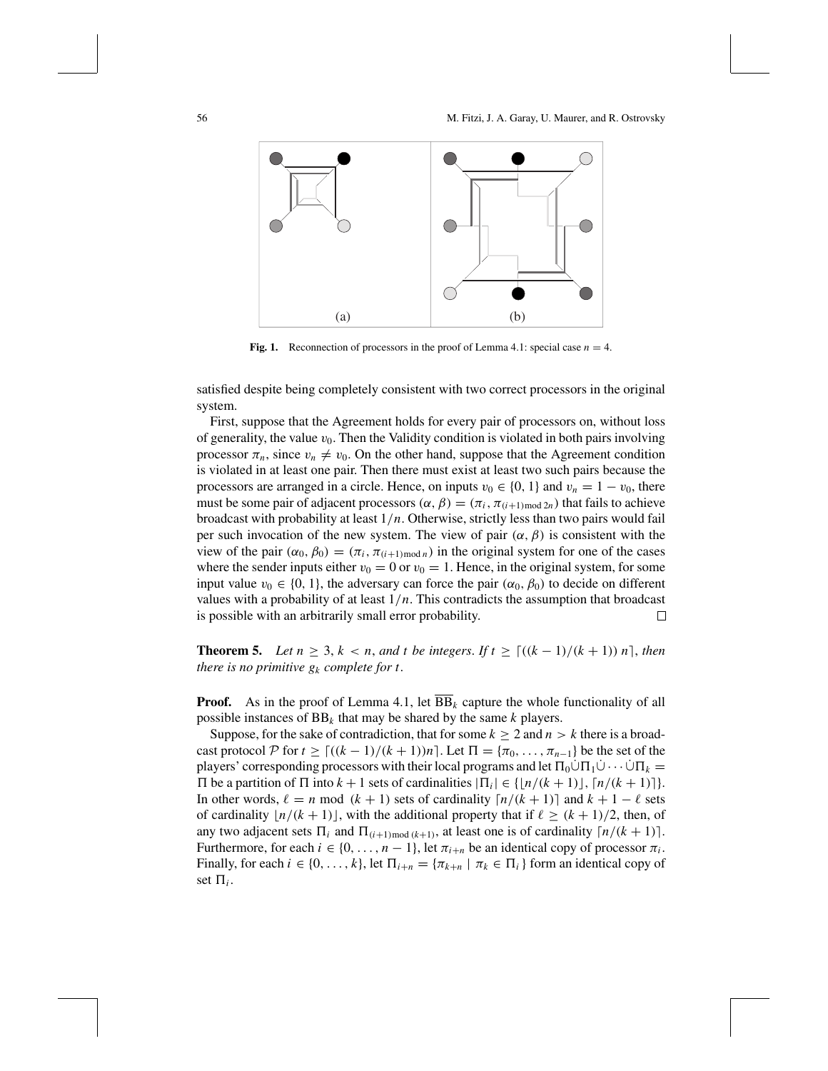Fig. 1. Reconnection of processors in the proof of Lemma 4.1: special case $n = 4$.

satisfied despite being completely consistent with two correct processors in the original system.

First, suppose that the Agreement holds for every pair of processors on, without loss of generality, the value $v_0$. Then the Validity condition is violated in both pairs involving processor $\pi_n$, since $v_n \neq v_0$. On the other hand, suppose that the Agreement condition is violated in at least one pair. Then there must exist at least two such pairs because the processors are arranged in a circle. Hence, on inputs $v_0 \in \{0, 1\}$ and $v_n = 1 - v_0$, there must be some pair of adjacent processors $(\alpha, \beta) = (\pi_i, \pi_{(i+1) \bmod 2n})$ that fails to achieve broadcast with probability at least $1/n$. Otherwise, strictly less than two pairs would fail per such invocation of the new system. The view of pair $(\alpha, \beta)$ is consistent with the view of the pair $(\alpha_0, \beta_0) = (\pi_i, \pi_{(i+1) \bmod n})$ in the original system for one of the cases where the sender inputs either $v_0 = 0$ or $v_0 = 1$. Hence, in the original system, for some input value $v_0 \in \{0, 1\}$, the adversary can force the pair $(\alpha_0, \beta_0)$ to decide on different values with a probability of at least $1/n$. This contradicts the assumption that broadcast is possible with an arbitrarily small error probability. $\square$

**Theorem 5.** *Let $n \geq 3$, $k < n$, and $t$ be integers. If $t \geq \lceil ((k-1)/(k+1))\, n \rceil$, then there is no primitive $g_k$ complete for $t$.*

**Proof.** As in the proof of Lemma 4.1, let $\overline{\mathrm{BB}}_k$ capture the whole functionality of all possible instances of $\mathrm{BB}_k$ that may be shared by the same $k$ players.

Suppose, for the sake of contradiction, that for some $k \geq 2$ and $n > k$ there is a broadcast protocol $\mathcal{P}$ for $t \geq \lceil ((k-1)/(k+1))n \rceil$. Let $\Pi = \{\pi_0, \ldots, \pi_{n-1}\}$ be the set of the players' corresponding processors with their local programs and let $\Pi_0 \dot\cup \Pi_1 \dot\cup \cdots \dot\cup \Pi_k = \Pi$ be a partition of $\Pi$ into $k+1$ sets of cardinalities $|\Pi_i| \in \{\lfloor n/(k+1) \rfloor, \lceil n/(k+1) \rceil\}$. In other words, $\ell = n \bmod (k+1)$ sets of cardinality $\lceil n/(k+1) \rceil$ and $k+1-\ell$ sets of cardinality $\lfloor n/(k+1) \rfloor$, with the additional property that if $\ell \geq (k+1)/2$, then, of any two adjacent sets $\Pi_i$ and $\Pi_{(i+1) \bmod (k+1)}$, at least one is of cardinality $\lceil n/(k+1) \rceil$. Furthermore, for each $i \in \{0, \ldots, n-1\}$, let $\pi_{i+n}$ be an identical copy of processor $\pi_i$. Finally, for each $i \in \{0, \ldots, k\}$, let $\Pi_{i+n} = \{\pi_{k+n} \mid \pi_k \in \Pi_i\}$ form an identical copy of set $\Pi_i$.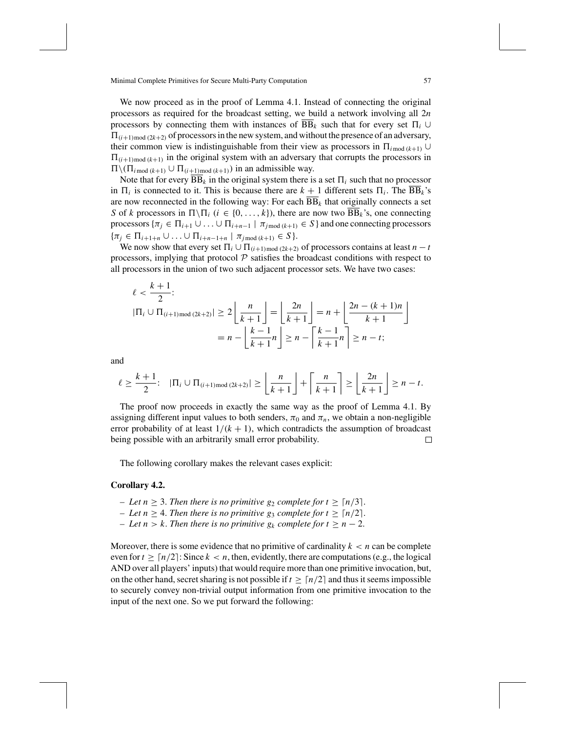We now proceed as in the proof of Lemma 4.1. Instead of connecting the original processors as required for the broadcast setting, we build a network involving all $2n$ processors by connecting them with instances of $\overline{\mathrm{BB}}_k$ such that for every set $\Pi_i \cup \Pi_{(i+1) \bmod (2k+2)}$ of processors in the new system, and without the presence of an adversary, their common view is indistinguishable from their view as processors in $\Pi_{i \bmod (k+1)} \cup \Pi_{(i+1) \bmod (k+1)}$ in the original system with an adversary that corrupts the processors in $\Pi \backslash (\Pi_{i \bmod (k+1)} \cup \Pi_{(i+1) \bmod (k+1)})$ in an admissible way.

Note that for every $\overline{\mathrm{BB}}_k$ in the original system there is a set $\Pi_i$ such that no processor in $\Pi_i$ is connected to it. This is because there are $k+1$ different sets $\Pi_i$. The $\overline{\mathrm{BB}}_k$'s are now reconnected in the following way: For each $\overline{\mathrm{BB}}_k$ that originally connects a set $S$ of $k$ processors in $\Pi \backslash \Pi_i$ ($i \in \{0, \ldots, k\}$), there are now two $\overline{\mathrm{BB}}_k$'s, one connecting processors $\{\pi_j \in \Pi_{i+1} \cup \ldots \cup \Pi_{i+n-1} \mid \pi_{j \bmod (k+1)} \in S\}$ and one connecting processors $\{\pi_j \in \Pi_{i+1+n} \cup \ldots \cup \Pi_{i+n-1+n} \mid \pi_{j \bmod (k+1)} \in S\}$.

We now show that every set $\Pi_i \cup \Pi_{(i+1) \bmod (2k+2)}$ of processors contains at least $n-t$ processors, implying that protocol $\mathcal{P}$ satisfies the broadcast conditions with respect to all processors in the union of two such adjacent processor sets. We have two cases:

$$
\begin{aligned}
&\ell < \frac{k+1}{2}: \\
&|\Pi_i \cup \Pi_{(i+1) \bmod (2k+2)}| \geq 2\left\lfloor \frac{n}{k+1} \right\rfloor = \left\lfloor \frac{2n}{k+1} \right\rfloor = n + \left\lfloor \frac{2n-(k+1)n}{k+1} \right\rfloor \\
&\qquad = n - \left\lfloor \frac{k-1}{k+1} n \right\rfloor \geq n - \left\lceil \frac{k-1}{k+1} n \right\rceil \geq n - t;
\end{aligned}
$$

and

$$
\ell \geq \frac{k+1}{2}: \quad |\Pi_i \cup \Pi_{(i+1) \bmod (2k+2)}| \geq \left\lfloor \frac{n}{k+1} \right\rfloor + \left\lceil \frac{n}{k+1} \right\rceil \geq \left\lfloor \frac{2n}{k+1} \right\rfloor \geq n - t.
$$

The proof now proceeds in exactly the same way as the proof of Lemma 4.1. By assigning different input values to both senders, $\pi_0$ and $\pi_n$, we obtain a non-negligible error probability of at least $1/(k+1)$, which contradicts the assumption of broadcast being possible with an arbitrarily small error probability. □

The following corollary makes the relevant cases explicit:

**Corollary 4.2.**

- *Let $n \geq 3$. Then there is no primitive $g_2$ complete for $t \geq \lceil n/3 \rceil$.*
- *Let $n \geq 4$. Then there is no primitive $g_3$ complete for $t \geq \lceil n/2 \rceil$.*
- *Let $n > k$. Then there is no primitive $g_k$ complete for $t \geq n-2$.*

Moreover, there is some evidence that no primitive of cardinality $k < n$ can be complete even for $t \geq \lceil n/2 \rceil$: Since $k < n$, then, evidently, there are computations (e.g., the logical AND over all players' inputs) that would require more than one primitive invocation, but, on the other hand, secret sharing is not possible if $t \geq \lceil n/2 \rceil$ and thus it seems impossible to securely convey non-trivial output information from one primitive invocation to the input of the next one. So we put forward the following: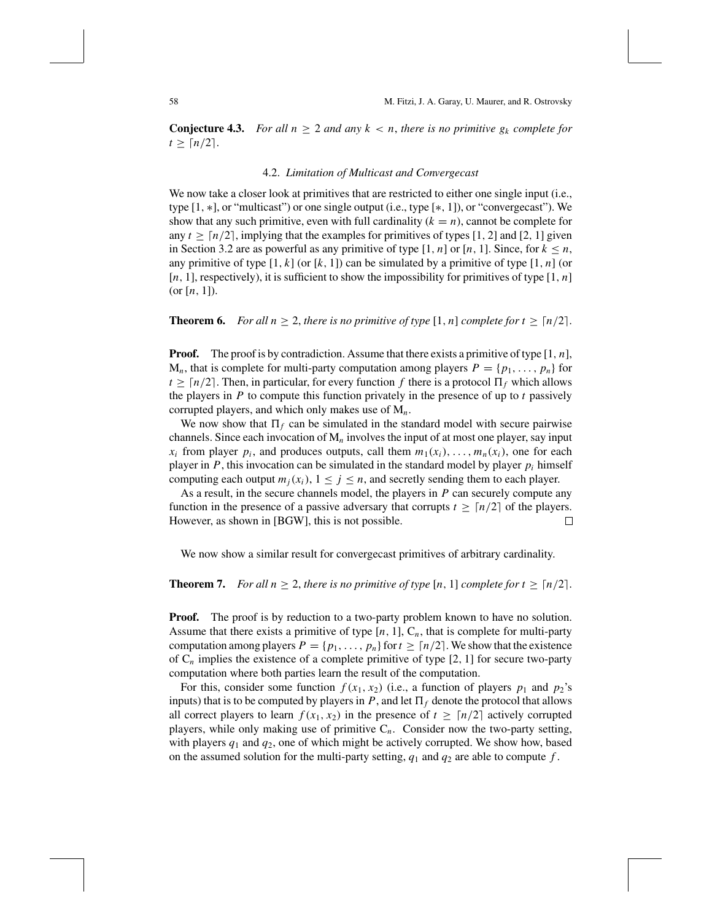**Conjecture 4.3.** *For all $n \geq 2$ and any $k < n$, there is no primitive $g_k$ complete for $t \geq \lceil n/2 \rceil$.*

### 4.2. *Limitation of Multicast and Convergecast*

We now take a closer look at primitives that are restricted to either one single input (i.e., type $[1, *]$, or "multicast") or one single output (i.e., type $[*, 1]$), or "convergecast"). We show that any such primitive, even with full cardinality ($k = n$), cannot be complete for any $t \geq \lceil n/2 \rceil$, implying that the examples for primitives of types $[1, 2]$ and $[2, 1]$ given in Section 3.2 are as powerful as any primitive of type $[1, n]$ or $[n, 1]$. Since, for $k \leq n$, any primitive of type $[1, k]$ (or $[k, 1]$) can be simulated by a primitive of type $[1, n]$ (or $[n, 1]$, respectively), it is sufficient to show the impossibility for primitives of type $[1, n]$ (or $[n, 1]$).

**Theorem 6.** *For all $n \geq 2$, there is no primitive of type $[1, n]$ complete for $t \geq \lceil n/2 \rceil$.*

**Proof.** The proof is by contradiction. Assume that there exists a primitive of type $[1, n]$, $\mathrm{M}_n$, that is complete for multi-party computation among players $P = \{p_1, \ldots, p_n\}$ for $t \geq \lceil n/2 \rceil$. Then, in particular, for every function $f$ there is a protocol $\Pi_f$ which allows the players in $P$ to compute this function privately in the presence of up to $t$ passively corrupted players, and which only makes use of $\mathrm{M}_n$.

We now show that $\Pi_f$ can be simulated in the standard model with secure pairwise channels. Since each invocation of $\mathrm{M}_n$ involves the input of at most one player, say input $x_i$ from player $p_i$, and produces outputs, call them $m_1(x_i), \ldots, m_n(x_i)$, one for each player in $P$, this invocation can be simulated in the standard model by player $p_i$ himself computing each output $m_j(x_i)$, $1 \leq j \leq n$, and secretly sending them to each player.

As a result, in the secure channels model, the players in $P$ can securely compute any function in the presence of a passive adversary that corrupts $t \geq \lceil n/2 \rceil$ of the players. However, as shown in [BGW], this is not possible. $\square$

We now show a similar result for convergecast primitives of arbitrary cardinality.

**Theorem 7.** *For all $n \geq 2$, there is no primitive of type $[n, 1]$ complete for $t \geq \lceil n/2 \rceil$.*

**Proof.** The proof is by reduction to a two-party problem known to have no solution. Assume that there exists a primitive of type $[n, 1]$, $\mathrm{C}_n$, that is complete for multi-party computation among players $P = \{p_1, \ldots, p_n\}$ for $t \geq \lceil n/2 \rceil$. We show that the existence of $\mathrm{C}_n$ implies the existence of a complete primitive of type $[2, 1]$ for secure two-party computation where both parties learn the result of the computation.

For this, consider some function $f(x_1, x_2)$ (i.e., a function of players $p_1$ and $p_2$'s inputs) that is to be computed by players in $P$, and let $\Pi_f$ denote the protocol that allows all correct players to learn $f(x_1, x_2)$ in the presence of $t \geq \lceil n/2 \rceil$ actively corrupted players, while only making use of primitive $\mathrm{C}_n$. Consider now the two-party setting, with players $q_1$ and $q_2$, one of which might be actively corrupted. We show how, based on the assumed solution for the multi-party setting, $q_1$ and $q_2$ are able to compute $f$.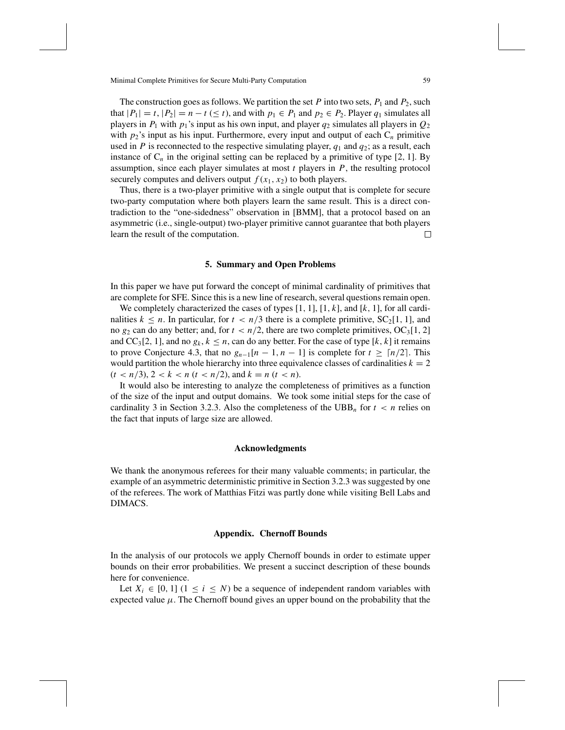The construction goes as follows. We partition the set $P$ into two sets, $P_1$ and $P_2$, such that $|P_1| = t$, $|P_2| = n - t$ $(\leq t)$, and with $p_1 \in P_1$ and $p_2 \in P_2$. Player $q_1$ simulates all players in $P_1$ with $p_1$'s input as his own input, and player $q_2$ simulates all players in $Q_2$ with $p_2$'s input as his input. Furthermore, every input and output of each $C_n$ primitive used in $P$ is reconnected to the respective simulating player, $q_1$ and $q_2$; as a result, each instance of $C_n$ in the original setting can be replaced by a primitive of type [2, 1]. By assumption, since each player simulates at most $t$ players in $P$, the resulting protocol securely computes and delivers output $f(x_1, x_2)$ to both players.

Thus, there is a two-player primitive with a single output that is complete for secure two-party computation where both players learn the same result. This is a direct contradiction to the "one-sidedness" observation in [BMM], that a protocol based on an asymmetric (i.e., single-output) two-player primitive cannot guarantee that both players learn the result of the computation. □

## 5. Summary and Open Problems

In this paper we have put forward the concept of minimal cardinality of primitives that are complete for SFE. Since this is a new line of research, several questions remain open.

We completely characterized the cases of types [1, 1], [1, $k$], and [$k$, 1], for all cardinalities $k \leq n$. In particular, for $t < n/3$ there is a complete primitive, $SC_2[1, 1]$, and no $g_2$ can do any better; and, for $t < n/2$, there are two complete primitives, $OC_3[1, 2]$ and $CC_3[2, 1]$, and no $g_k$, $k \leq n$, can do any better. For the case of type [$k$, $k$] it remains to prove Conjecture 4.3, that no $g_{n-1}[n-1, n-1]$ is complete for $t \geq \lceil n/2 \rceil$. This would partition the whole hierarchy into three equivalence classes of cardinalities $k = 2$ $(t < n/3)$, $2 < k < n$ $(t < n/2)$, and $k = n$ $(t < n)$.

It would also be interesting to analyze the completeness of primitives as a function of the size of the input and output domains. We took some initial steps for the case of cardinality 3 in Section 3.2.3. Also the completeness of the $UBB_n$ for $t < n$ relies on the fact that inputs of large size are allowed.

## Acknowledgments

We thank the anonymous referees for their many valuable comments; in particular, the example of an asymmetric deterministic primitive in Section 3.2.3 was suggested by one of the referees. The work of Matthias Fitzi was partly done while visiting Bell Labs and DIMACS.

## Appendix. Chernoff Bounds

In the analysis of our protocols we apply Chernoff bounds in order to estimate upper bounds on their error probabilities. We present a succinct description of these bounds here for convenience.

Let $X_i \in [0, 1]$ $(1 \leq i \leq N)$ be a sequence of independent random variables with expected value $\mu$. The Chernoff bound gives an upper bound on the probability that the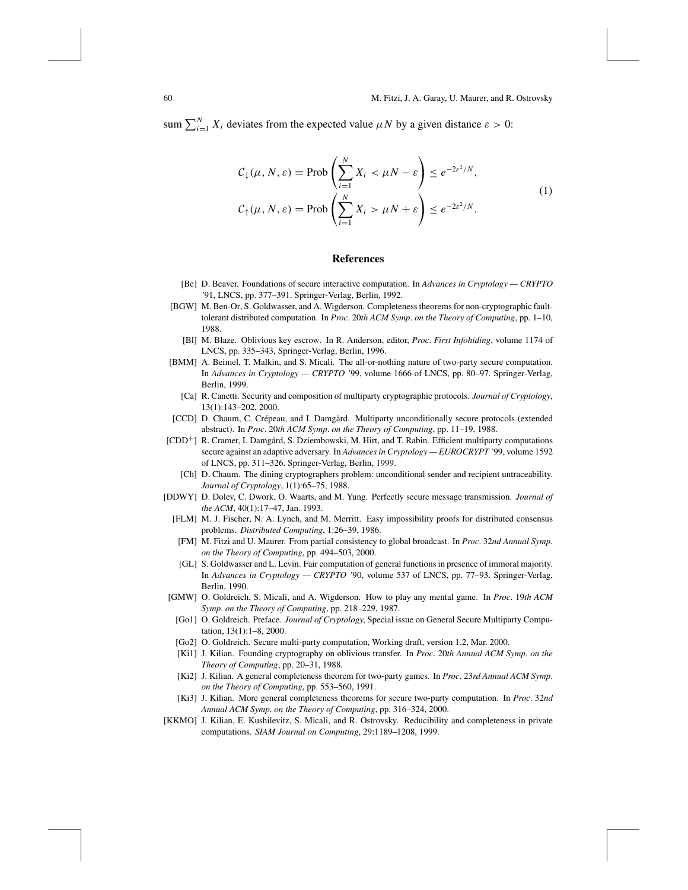sum $\sum_{i=1}^{N} X_i$ deviates from the expected value $\mu N$ by a given distance $\varepsilon > 0$:

$$
\begin{aligned}
\mathcal{C}_{\downarrow}(\mu, N, \varepsilon) &= \text{Prob}\left(\sum_{i=1}^{N} X_i < \mu N - \varepsilon\right) \leq e^{-2\varepsilon^2/N}, \\
\mathcal{C}_{\uparrow}(\mu, N, \varepsilon) &= \text{Prob}\left(\sum_{i=1}^{N} X_i > \mu N + \varepsilon\right) \leq e^{-2\varepsilon^2/N}.
\end{aligned}
\tag{1}
$$

## References

[Be] D. Beaver. Foundations of secure interactive computation. In *Advances in Cryptology — CRYPTO '91*, LNCS, pp. 377–391. Springer-Verlag, Berlin, 1992.

[BGW] M. Ben-Or, S. Goldwasser, and A. Wigderson. Completeness theorems for non-cryptographic fault-tolerant distributed computation. In *Proc. 20th ACM Symp. on the Theory of Computing*, pp. 1–10, 1988.

[Bl] M. Blaze. Oblivious key escrow. In R. Anderson, editor, *Proc. First Infohiding*, volume 1174 of LNCS, pp. 335–343, Springer-Verlag, Berlin, 1996.

[BMM] A. Beimel, T. Malkin, and S. Micali. The all-or-nothing nature of two-party secure computation. In *Advances in Cryptology — CRYPTO '99*, volume 1666 of LNCS, pp. 80–97. Springer-Verlag, Berlin, 1999.

[Ca] R. Canetti. Security and composition of multiparty cryptographic protocols. *Journal of Cryptology*, 13(1):143–202, 2000.

[CCD] D. Chaum, C. Crépeau, and I. Damgård. Multiparty unconditionally secure protocols (extended abstract). In *Proc. 20th ACM Symp. on the Theory of Computing*, pp. 11–19, 1988.

[CDD+] R. Cramer, I. Damgård, S. Dziembowski, M. Hirt, and T. Rabin. Efficient multiparty computations secure against an adaptive adversary. In *Advances in Cryptology — EUROCRYPT '99*, volume 1592 of LNCS, pp. 311–326. Springer-Verlag, Berlin, 1999.

[Ch] D. Chaum. The dining cryptographers problem: unconditional sender and recipient untraceability. *Journal of Cryptology*, 1(1):65–75, 1988.

[DDWY] D. Dolev, C. Dwork, O. Waarts, and M. Yung. Perfectly secure message transmission. *Journal of the ACM*, 40(1):17–47, Jan. 1993.

[FLM] M. J. Fischer, N. A. Lynch, and M. Merritt. Easy impossibility proofs for distributed consensus problems. *Distributed Computing*, 1:26–39, 1986.

[FM] M. Fitzi and U. Maurer. From partial consistency to global broadcast. In *Proc. 32nd Annual Symp. on the Theory of Computing*, pp. 494–503, 2000.

[GL] S. Goldwasser and L. Levin. Fair computation of general functions in presence of immoral majority. In *Advances in Cryptology — CRYPTO '90*, volume 537 of LNCS, pp. 77–93. Springer-Verlag, Berlin, 1990.

[GMW] O. Goldreich, S. Micali, and A. Wigderson. How to play any mental game. In *Proc. 19th ACM Symp. on the Theory of Computing*, pp. 218–229, 1987.

[Go1] O. Goldreich. Preface. *Journal of Cryptology*, Special issue on General Secure Multiparty Computation, 13(1):1–8, 2000.

[Go2] O. Goldreich. Secure multi-party computation, Working draft, version 1.2, Mar. 2000.

[Ki1] J. Kilian. Founding cryptography on oblivious transfer. In *Proc. 20th Annual ACM Symp. on the Theory of Computing*, pp. 20–31, 1988.

[Ki2] J. Kilian. A general completeness theorem for two-party games. In *Proc. 23rd Annual ACM Symp. on the Theory of Computing*, pp. 553–560, 1991.

[Ki3] J. Kilian. More general completeness theorems for secure two-party computation. In *Proc. 32nd Annual ACM Symp. on the Theory of Computing*, pp. 316–324, 2000.

[KKMO] J. Kilian, E. Kushilevitz, S. Micali, and R. Ostrovsky. Reducibility and completeness in private computations. *SIAM Journal on Computing*, 29:1189–1208, 1999.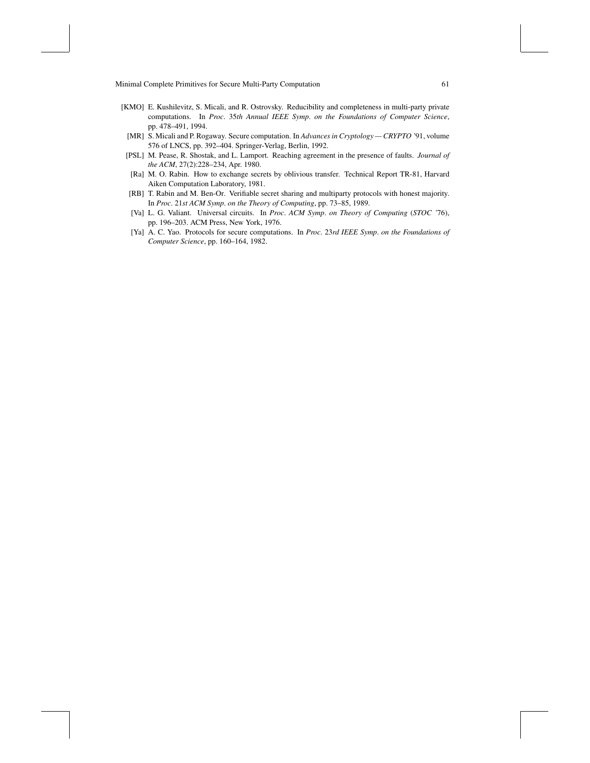[KMO] E. Kushilevitz, S. Micali, and R. Ostrovsky. Reducibility and completeness in multi-party private computations. In *Proc. 35th Annual IEEE Symp. on the Foundations of Computer Science*, pp. 478–491, 1994.

[MR] S. Micali and P. Rogaway. Secure computation. In *Advances in Cryptology — CRYPTO '91*, volume 576 of LNCS, pp. 392–404. Springer-Verlag, Berlin, 1992.

[PSL] M. Pease, R. Shostak, and L. Lamport. Reaching agreement in the presence of faults. *Journal of the ACM*, 27(2):228–234, Apr. 1980.

[Ra] M. O. Rabin. How to exchange secrets by oblivious transfer. Technical Report TR-81, Harvard Aiken Computation Laboratory, 1981.

[RB] T. Rabin and M. Ben-Or. Verifiable secret sharing and multiparty protocols with honest majority. In *Proc. 21st ACM Symp. on the Theory of Computing*, pp. 73–85, 1989.

[Va] L. G. Valiant. Universal circuits. In *Proc. ACM Symp. on Theory of Computing* (*STOC '76*), pp. 196–203. ACM Press, New York, 1976.

[Ya] A. C. Yao. Protocols for secure computations. In *Proc. 23rd IEEE Symp. on the Foundations of Computer Science*, pp. 160–164, 1982.